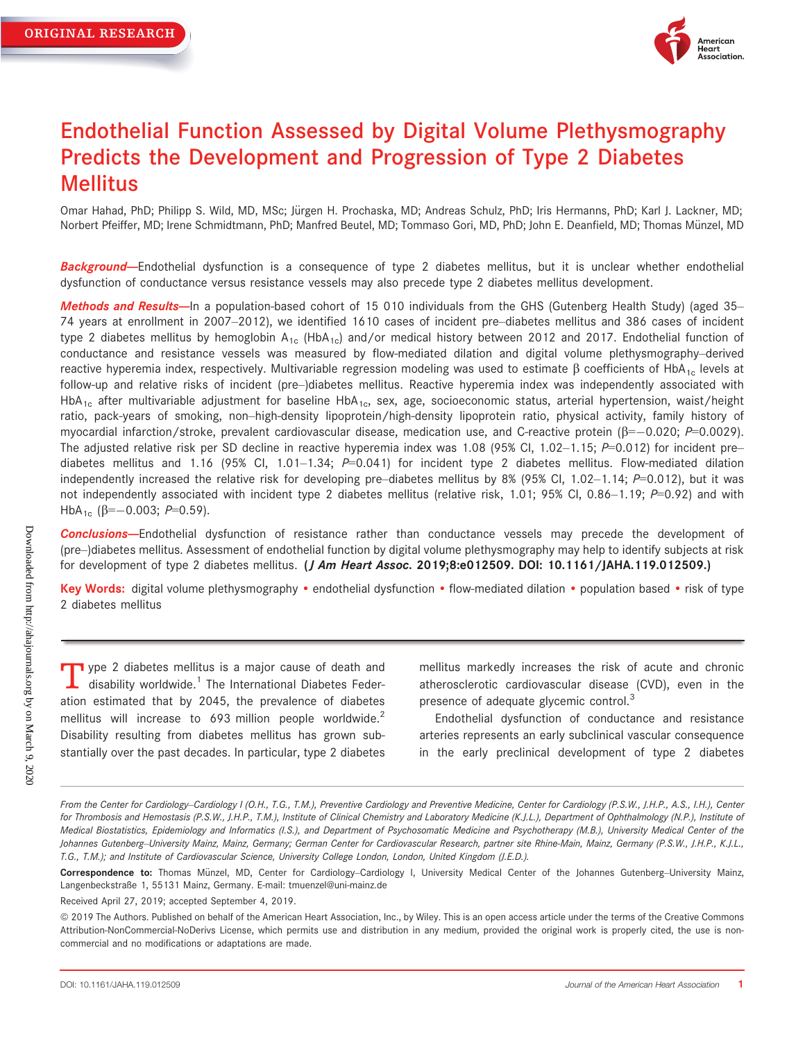ORIGINAL RESEARCH

# Endothelial Function Assessed by Digital Volume Plethysmography Predicts the Development and Progression of Type 2 Diabetes Mellitus

Omar Hahad, PhD; Philipp S. Wild, MD, MSc; Jürgen H. Prochaska, MD; Andreas Schulz, PhD; Iris Hermanns, PhD; Karl J. Lackner, MD; Norbert Pfeiffer, MD; Irene Schmidtmann, PhD; Manfred Beutel, MD; Tommaso Gori, MD, PhD; John E. Deanfield, MD; Thomas Münzel, MD

***Background*—**Endothelial dysfunction is a consequence of type 2 diabetes mellitus, but it is unclear whether endothelial dysfunction of conductance versus resistance vessels may also precede type 2 diabetes mellitus development.

***Methods and Results*—**In a population-based cohort of 15 010 individuals from the GHS (Gutenberg Health Study) (aged 35–74 years at enrollment in 2007–2012), we identified 1610 cases of incident pre–diabetes mellitus and 386 cases of incident type 2 diabetes mellitus by hemoglobin $A_{1c}$ ($HbA_{1c}$) and/or medical history between 2012 and 2017. Endothelial function of conductance and resistance vessels was measured by flow-mediated dilation and digital volume plethysmography–derived reactive hyperemia index, respectively. Multivariable regression modeling was used to estimate β coefficients of $HbA_{1c}$ levels at follow-up and relative risks of incident (pre–)diabetes mellitus. Reactive hyperemia index was independently associated with $HbA_{1c}$ after multivariable adjustment for baseline $HbA_{1c}$, sex, age, socioeconomic status, arterial hypertension, waist/height ratio, pack-years of smoking, non–high-density lipoprotein/high-density lipoprotein ratio, physical activity, family history of myocardial infarction/stroke, prevalent cardiovascular disease, medication use, and C-reactive protein ($\beta=-0.020$; $P=0.0029$). The adjusted relative risk per SD decline in reactive hyperemia index was 1.08 (95% CI, 1.02–1.15; $P=0.012$) for incident pre–diabetes mellitus and 1.16 (95% CI, 1.01–1.34; $P=0.041$) for incident type 2 diabetes mellitus. Flow-mediated dilation independently increased the relative risk for developing pre–diabetes mellitus by 8% (95% CI, 1.02–1.14; $P=0.012$), but it was not independently associated with incident type 2 diabetes mellitus (relative risk, 1.01; 95% CI, 0.86–1.19; $P=0.92$) and with $HbA_{1c}$ ($\beta=-0.003$; $P=0.59$).

***Conclusions*—**Endothelial dysfunction of resistance rather than conductance vessels may precede the development of (pre–)diabetes mellitus. Assessment of endothelial function by digital volume plethysmography may help to identify subjects at risk for development of type 2 diabetes mellitus. **(*J Am Heart Assoc.* 2019;8:e012509. DOI: 10.1161/JAHA.119.012509.)**

**Key Words:** digital volume plethysmography • endothelial dysfunction • flow-mediated dilation • population based • risk of type 2 diabetes mellitus

Type 2 diabetes mellitus is a major cause of death and disability worldwide.[1] The International Diabetes Federation estimated that by 2045, the prevalence of diabetes mellitus will increase to 693 million people worldwide.[2] Disability resulting from diabetes mellitus has grown substantially over the past decades. In particular, type 2 diabetes mellitus markedly increases the risk of acute and chronic atherosclerotic cardiovascular disease (CVD), even in the presence of adequate glycemic control.[3]

Endothelial dysfunction of conductance and resistance arteries represents an early subclinical vascular consequence in the early preclinical development of type 2 diabetes

*From the Center for Cardiology–Cardiology I (O.H., T.G., T.M.), Preventive Cardiology and Preventive Medicine, Center for Cardiology (P.S.W., J.H.P., A.S., I.H.), Center for Thrombosis and Hemostasis (P.S.W., J.H.P., T.M.), Institute of Clinical Chemistry and Laboratory Medicine (K.J.L.), Department of Ophthalmology (N.P.), Institute of Medical Biostatistics, Epidemiology and Informatics (I.S.), and Department of Psychosomatic Medicine and Psychotherapy (M.B.), University Medical Center of the Johannes Gutenberg–University Mainz, Mainz, Germany; German Center for Cardiovascular Research, partner site Rhine-Main, Mainz, Germany (P.S.W., J.H.P., K.J.L., T.G., T.M.); and Institute of Cardiovascular Science, University College London, London, United Kingdom (J.E.D.).*

**Correspondence to:** Thomas Münzel, MD, Center for Cardiology–Cardiology I, University Medical Center of the Johannes Gutenberg–University Mainz, Langenbeckstraße 1, 55131 Mainz, Germany. E-mail: tmuenzel@uni-mainz.de

Received April 27, 2019; accepted September 4, 2019.

© 2019 The Authors. Published on behalf of the American Heart Association, Inc., by Wiley. This is an open access article under the terms of the Creative Commons Attribution-NonCommercial-NoDerivs License, which permits use and distribution in any medium, provided the original work is properly cited, the use is non-commercial and no modifications or adaptations are made.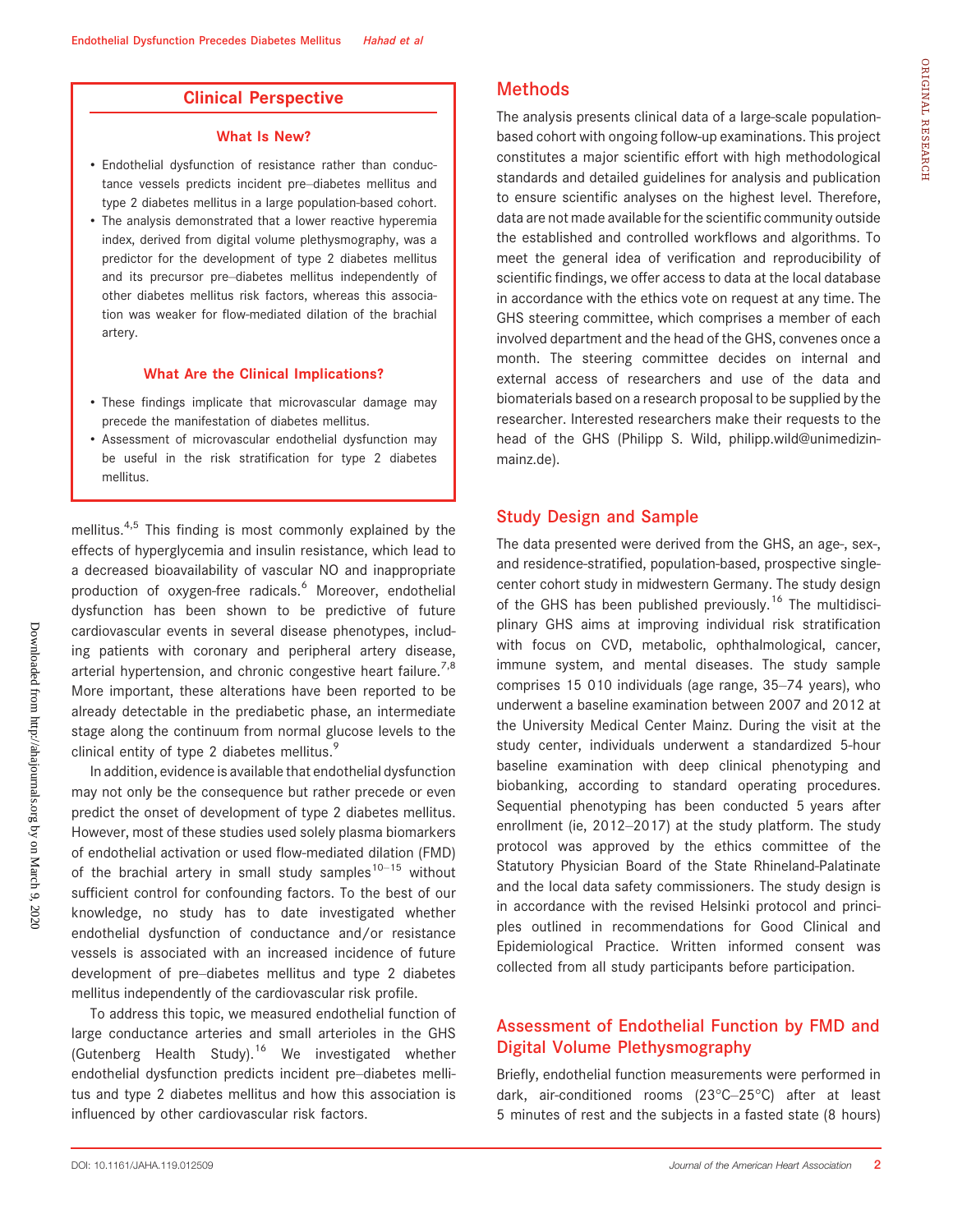## Clinical Perspective

### What Is New?

- Endothelial dysfunction of resistance rather than conductance vessels predicts incident pre–diabetes mellitus and type 2 diabetes mellitus in a large population-based cohort.
- The analysis demonstrated that a lower reactive hyperemia index, derived from digital volume plethysmography, was a predictor for the development of type 2 diabetes mellitus and its precursor pre–diabetes mellitus independently of other diabetes mellitus risk factors, whereas this association was weaker for flow-mediated dilation of the brachial artery.

### What Are the Clinical Implications?

- These findings implicate that microvascular damage may precede the manifestation of diabetes mellitus.
- Assessment of microvascular endothelial dysfunction may be useful in the risk stratification for type 2 diabetes mellitus.

mellitus.[4,5] This finding is most commonly explained by the effects of hyperglycemia and insulin resistance, which lead to a decreased bioavailability of vascular NO and inappropriate production of oxygen-free radicals.[6] Moreover, endothelial dysfunction has been shown to be predictive of future cardiovascular events in several disease phenotypes, including patients with coronary and peripheral artery disease, arterial hypertension, and chronic congestive heart failure.[7,8] More important, these alterations have been reported to be already detectable in the prediabetic phase, an intermediate stage along the continuum from normal glucose levels to the clinical entity of type 2 diabetes mellitus.[9]

In addition, evidence is available that endothelial dysfunction may not only be the consequence but rather precede or even predict the onset of development of type 2 diabetes mellitus. However, most of these studies used solely plasma biomarkers of endothelial activation or used flow-mediated dilation (FMD) of the brachial artery in small study samples[10–15] without sufficient control for confounding factors. To the best of our knowledge, no study has to date investigated whether endothelial dysfunction of conductance and/or resistance vessels is associated with an increased incidence of future development of pre–diabetes mellitus and type 2 diabetes mellitus independently of the cardiovascular risk profile.

To address this topic, we measured endothelial function of large conductance arteries and small arterioles in the GHS (Gutenberg Health Study).[16] We investigated whether endothelial dysfunction predicts incident pre–diabetes mellitus and type 2 diabetes mellitus and how this association is influenced by other cardiovascular risk factors.

## Methods

The analysis presents clinical data of a large-scale population-based cohort with ongoing follow-up examinations. This project constitutes a major scientific effort with high methodological standards and detailed guidelines for analysis and publication to ensure scientific analyses on the highest level. Therefore, data are not made available for the scientific community outside the established and controlled workflows and algorithms. To meet the general idea of verification and reproducibility of scientific findings, we offer access to data at the local database in accordance with the ethics vote on request at any time. The GHS steering committee, which comprises a member of each involved department and the head of the GHS, convenes once a month. The steering committee decides on internal and external access of researchers and use of the data and biomaterials based on a research proposal to be supplied by the researcher. Interested researchers make their requests to the head of the GHS (Philipp S. Wild, philipp.wild@unimedizin-mainz.de).

## Study Design and Sample

The data presented were derived from the GHS, an age-, sex-, and residence-stratified, population-based, prospective single-center cohort study in midwestern Germany. The study design of the GHS has been published previously.[16] The multidisciplinary GHS aims at improving individual risk stratification with focus on CVD, metabolic, ophthalmological, cancer, immune system, and mental diseases. The study sample comprises 15 010 individuals (age range, 35–74 years), who underwent a baseline examination between 2007 and 2012 at the University Medical Center Mainz. During the visit at the study center, individuals underwent a standardized 5-hour baseline examination with deep clinical phenotyping and biobanking, according to standard operating procedures. Sequential phenotyping has been conducted 5 years after enrollment (ie, 2012–2017) at the study platform. The study protocol was approved by the ethics committee of the Statutory Physician Board of the State Rhineland-Palatinate and the local data safety commissioners. The study design is in accordance with the revised Helsinki protocol and principles outlined in recommendations for Good Clinical and Epidemiological Practice. Written informed consent was collected from all study participants before participation.

## Assessment of Endothelial Function by FMD and Digital Volume Plethysmography

Briefly, endothelial function measurements were performed in dark, air-conditioned rooms (23°C–25°C) after at least 5 minutes of rest and the subjects in a fasted state (8 hours)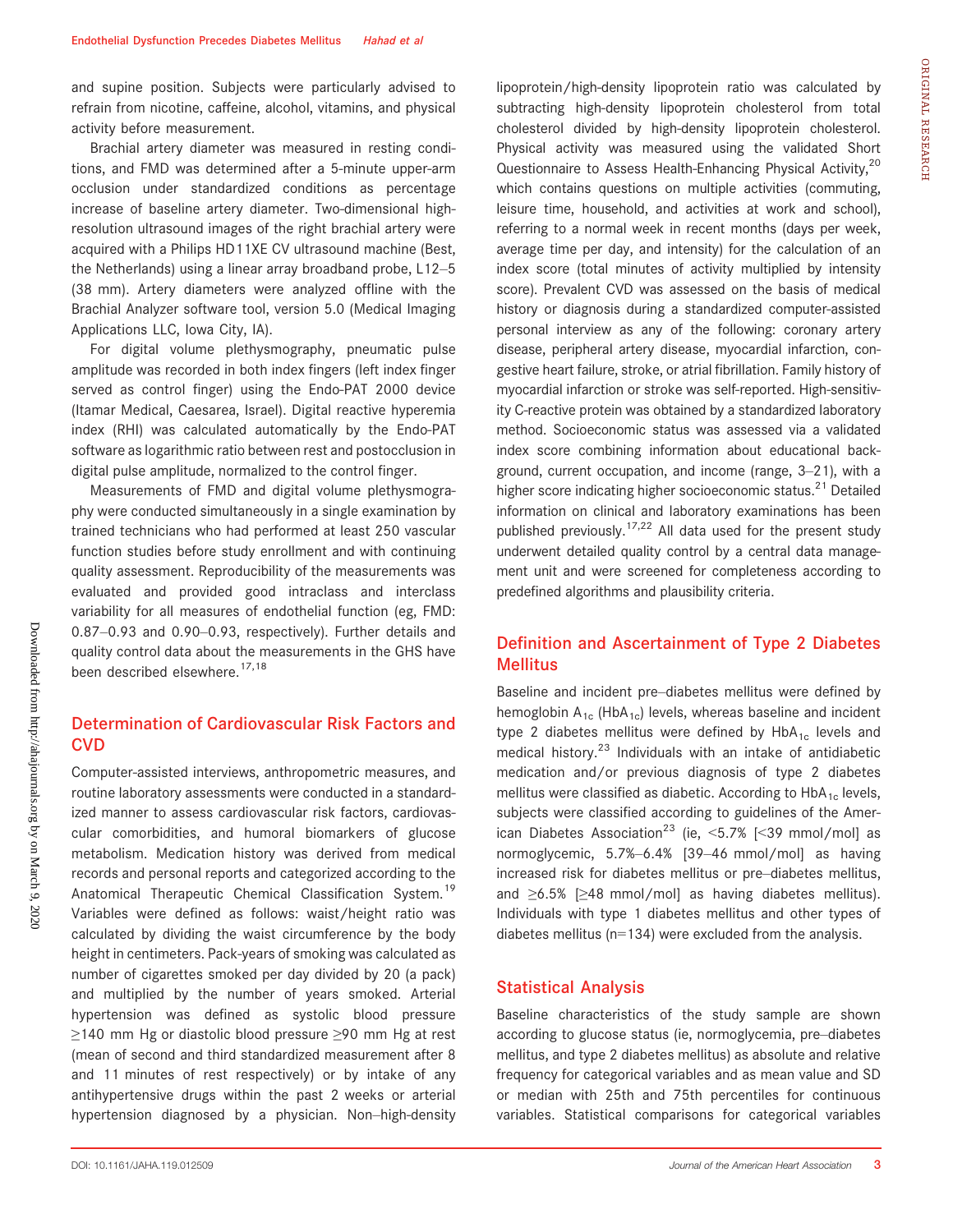and supine position. Subjects were particularly advised to refrain from nicotine, caffeine, alcohol, vitamins, and physical activity before measurement.

Brachial artery diameter was measured in resting conditions, and FMD was determined after a 5-minute upper-arm occlusion under standardized conditions as percentage increase of baseline artery diameter. Two-dimensional high-resolution ultrasound images of the right brachial artery were acquired with a Philips HD11XE CV ultrasound machine (Best, the Netherlands) using a linear array broadband probe, L12–5 (38 mm). Artery diameters were analyzed offline with the Brachial Analyzer software tool, version 5.0 (Medical Imaging Applications LLC, Iowa City, IA).

For digital volume plethysmography, pneumatic pulse amplitude was recorded in both index fingers (left index finger served as control finger) using the Endo-PAT 2000 device (Itamar Medical, Caesarea, Israel). Digital reactive hyperemia index (RHI) was calculated automatically by the Endo-PAT software as logarithmic ratio between rest and postocclusion in digital pulse amplitude, normalized to the control finger.

Measurements of FMD and digital volume plethysmography were conducted simultaneously in a single examination by trained technicians who had performed at least 250 vascular function studies before study enrollment and with continuing quality assessment. Reproducibility of the measurements was evaluated and provided good intraclass and interclass variability for all measures of endothelial function (eg, FMD: 0.87–0.93 and 0.90–0.93, respectively). Further details and quality control data about the measurements in the GHS have been described elsewhere.[17,18]

## Determination of Cardiovascular Risk Factors and CVD

Computer-assisted interviews, anthropometric measures, and routine laboratory assessments were conducted in a standardized manner to assess cardiovascular risk factors, cardiovascular comorbidities, and humoral biomarkers of glucose metabolism. Medication history was derived from medical records and personal reports and categorized according to the Anatomical Therapeutic Chemical Classification System.[19] Variables were defined as follows: waist/height ratio was calculated by dividing the waist circumference by the body height in centimeters. Pack-years of smoking was calculated as number of cigarettes smoked per day divided by 20 (a pack) and multiplied by the number of years smoked. Arterial hypertension was defined as systolic blood pressure ≥140 mm Hg or diastolic blood pressure ≥90 mm Hg at rest (mean of second and third standardized measurement after 8 and 11 minutes of rest respectively) or by intake of any antihypertensive drugs within the past 2 weeks or arterial hypertension diagnosed by a physician. Non–high-density lipoprotein/high-density lipoprotein ratio was calculated by subtracting high-density lipoprotein cholesterol from total cholesterol divided by high-density lipoprotein cholesterol. Physical activity was measured using the validated Short Questionnaire to Assess Health-Enhancing Physical Activity,[20] which contains questions on multiple activities (commuting, leisure time, household, and activities at work and school), referring to a normal week in recent months (days per week, average time per day, and intensity) for the calculation of an index score (total minutes of activity multiplied by intensity score). Prevalent CVD was assessed on the basis of medical history or diagnosis during a standardized computer-assisted personal interview as any of the following: coronary artery disease, peripheral artery disease, myocardial infarction, congestive heart failure, stroke, or atrial fibrillation. Family history of myocardial infarction or stroke was self-reported. High-sensitivity C-reactive protein was obtained by a standardized laboratory method. Socioeconomic status was assessed via a validated index score combining information about educational background, current occupation, and income (range, 3–21), with a higher score indicating higher socioeconomic status.[21] Detailed information on clinical and laboratory examinations has been published previously.[17,22] All data used for the present study underwent detailed quality control by a central data management unit and were screened for completeness according to predefined algorithms and plausibility criteria.

## Definition and Ascertainment of Type 2 Diabetes Mellitus

Baseline and incident pre–diabetes mellitus were defined by hemoglobin $A_{1c}$ ($HbA_{1c}$) levels, whereas baseline and incident type 2 diabetes mellitus were defined by $HbA_{1c}$ levels and medical history.[23] Individuals with an intake of antidiabetic medication and/or previous diagnosis of type 2 diabetes mellitus were classified as diabetic. According to $HbA_{1c}$ levels, subjects were classified according to guidelines of the American Diabetes Association[23] (ie, <5.7% [<39 mmol/mol] as normoglycemic, 5.7%–6.4% [39–46 mmol/mol] as having increased risk for diabetes mellitus or pre–diabetes mellitus, and ≥6.5% [≥48 mmol/mol] as having diabetes mellitus). Individuals with type 1 diabetes mellitus and other types of diabetes mellitus (n=134) were excluded from the analysis.

## Statistical Analysis

Baseline characteristics of the study sample are shown according to glucose status (ie, normoglycemia, pre–diabetes mellitus, and type 2 diabetes mellitus) as absolute and relative frequency for categorical variables and as mean value and SD or median with 25th and 75th percentiles for continuous variables. Statistical comparisons for categorical variables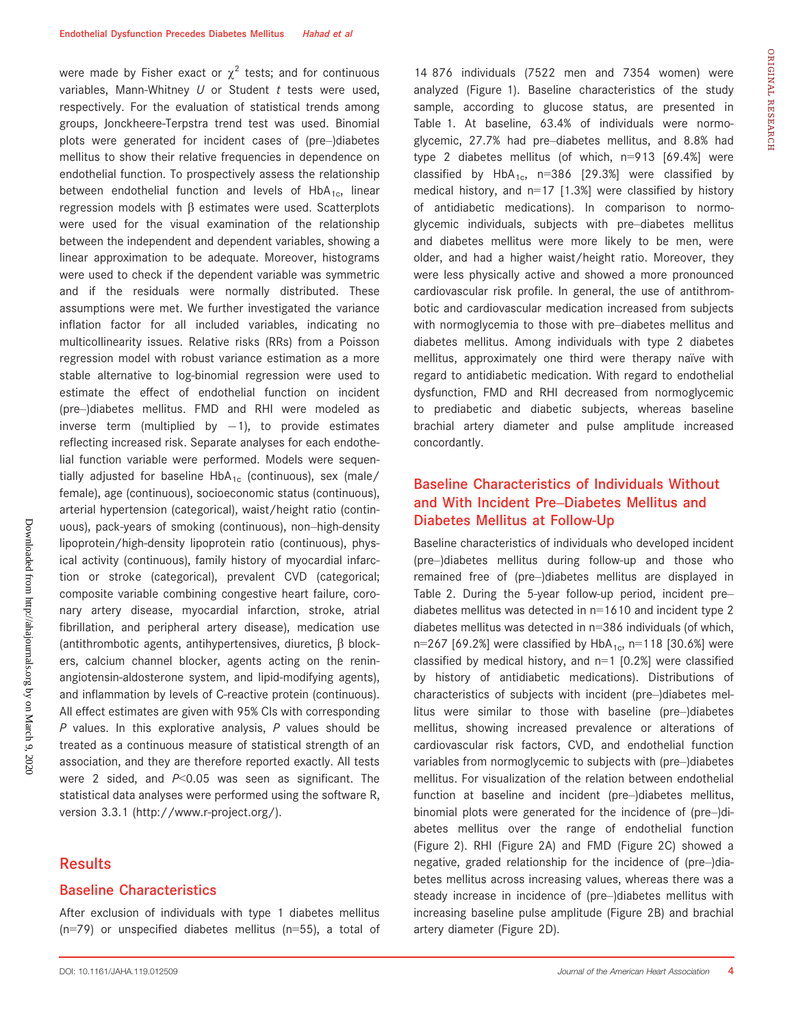were made by Fisher exact or $\chi^2$ tests; and for continuous variables, Mann-Whitney *U* or Student *t* tests were used, respectively. For the evaluation of statistical trends among groups, Jonckheere-Terpstra trend test was used. Binomial plots were generated for incident cases of (pre–)diabetes mellitus to show their relative frequencies in dependence on endothelial function. To prospectively assess the relationship between endothelial function and levels of $HbA_{1c}$, linear regression models with β estimates were used. Scatterplots were used for the visual examination of the relationship between the independent and dependent variables, showing a linear approximation to be adequate. Moreover, histograms were used to check if the dependent variable was symmetric and if the residuals were normally distributed. These assumptions were met. We further investigated the variance inflation factor for all included variables, indicating no multicollinearity issues. Relative risks (RRs) from a Poisson regression model with robust variance estimation as a more stable alternative to log-binomial regression were used to estimate the effect of endothelial function on incident (pre–)diabetes mellitus. FMD and RHI were modeled as inverse term (multiplied by −1), to provide estimates reflecting increased risk. Separate analyses for each endothelial function variable were performed. Models were sequentially adjusted for baseline $HbA_{1c}$ (continuous), sex (male/female), age (continuous), socioeconomic status (continuous), arterial hypertension (categorical), waist/height ratio (continuous), pack-years of smoking (continuous), non–high-density lipoprotein/high-density lipoprotein ratio (continuous), physical activity (continuous), family history of myocardial infarction or stroke (categorical), prevalent CVD (categorical; composite variable combining congestive heart failure, coronary artery disease, myocardial infarction, stroke, atrial fibrillation, and peripheral artery disease), medication use (antithrombotic agents, antihypertensives, diuretics, β blockers, calcium channel blocker, agents acting on the renin-angiotensin-aldosterone system, and lipid-modifying agents), and inflammation by levels of C-reactive protein (continuous). All effect estimates are given with 95% CIs with corresponding *P* values. In this explorative analysis, *P* values should be treated as a continuous measure of statistical strength of an association, and they are therefore reported exactly. All tests were 2 sided, and $P<0.05$ was seen as significant. The statistical data analyses were performed using the software R, version 3.3.1 (http://www.r-project.org/).

## Results

### Baseline Characteristics

After exclusion of individuals with type 1 diabetes mellitus (n=79) or unspecified diabetes mellitus (n=55), a total of 14 876 individuals (7522 men and 7354 women) were analyzed (Figure 1). Baseline characteristics of the study sample, according to glucose status, are presented in Table 1. At baseline, 63.4% of individuals were normoglycemic, 27.7% had pre–diabetes mellitus, and 8.8% had type 2 diabetes mellitus (of which, n=913 [69.4%] were classified by $HbA_{1c}$, n=386 [29.3%] were classified by medical history, and n=17 [1.3%] were classified by history of antidiabetic medications). In comparison to normoglycemic individuals, subjects with pre–diabetes mellitus and diabetes mellitus were more likely to be men, were older, and had a higher waist/height ratio. Moreover, they were less physically active and showed a more pronounced cardiovascular risk profile. In general, the use of antithrombotic and cardiovascular medication increased from subjects with normoglycemia to those with pre–diabetes mellitus and diabetes mellitus. Among individuals with type 2 diabetes mellitus, approximately one third were therapy naïve with regard to antidiabetic medication. With regard to endothelial dysfunction, FMD and RHI decreased from normoglycemic to prediabetic and diabetic subjects, whereas baseline brachial artery diameter and pulse amplitude increased concordantly.

### Baseline Characteristics of Individuals Without and With Incident Pre–Diabetes Mellitus and Diabetes Mellitus at Follow-Up

Baseline characteristics of individuals who developed incident (pre–)diabetes mellitus during follow-up and those who remained free of (pre–)diabetes mellitus are displayed in Table 2. During the 5-year follow-up period, incident pre–diabetes mellitus was detected in n=1610 and incident type 2 diabetes mellitus was detected in n=386 individuals (of which, n=267 [69.2%] were classified by $HbA_{1c}$, n=118 [30.6%] were classified by medical history, and n=1 [0.2%] were classified by history of antidiabetic medications). Distributions of characteristics of subjects with incident (pre–)diabetes mellitus were similar to those with baseline (pre–)diabetes mellitus, showing increased prevalence or alterations of cardiovascular risk factors, CVD, and endothelial function variables from normoglycemic to subjects with (pre–)diabetes mellitus. For visualization of the relation between endothelial function at baseline and incident (pre–)diabetes mellitus, binomial plots were generated for the incidence of (pre–)diabetes mellitus over the range of endothelial function (Figure 2). RHI (Figure 2A) and FMD (Figure 2C) showed a negative, graded relationship for the incidence of (pre–)diabetes mellitus across increasing values, whereas there was a steady increase in incidence of (pre–)diabetes mellitus with increasing baseline pulse amplitude (Figure 2B) and brachial artery diameter (Figure 2D).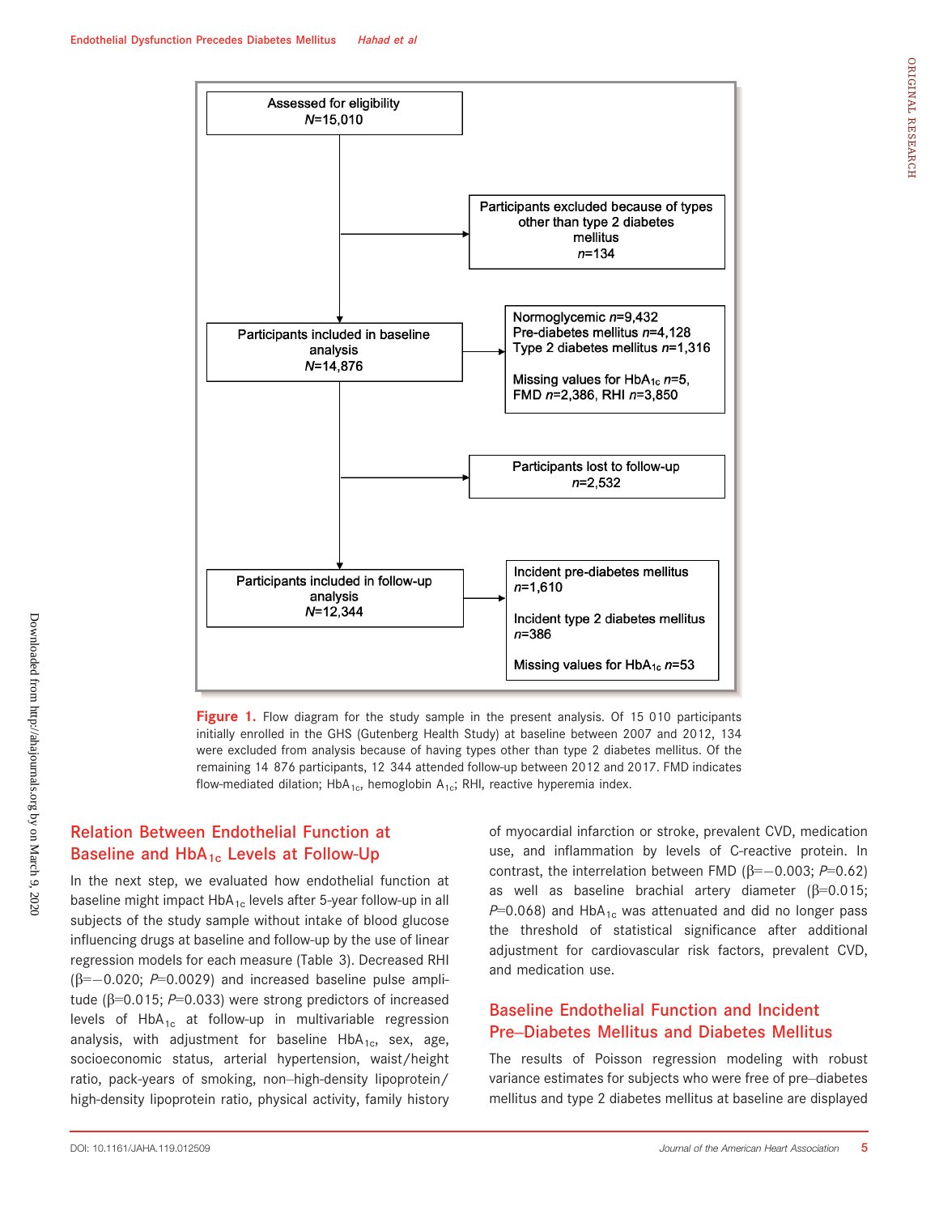Assessed for eligibility
$N$=15,010

Participants excluded because of types other than type 2 diabetes mellitus
$n$=134

Participants included in baseline analysis
$N$=14,876

Normoglycemic $n$=9,432
Pre-diabetes mellitus $n$=4,128
Type 2 diabetes mellitus $n$=1,316

Missing values for $HbA_{1c}$ $n$=5, FMD $n$=2,386, RHI $n$=3,850

Participants lost to follow-up
$n$=2,532

Participants included in follow-up analysis
$N$=12,344

Incident pre-diabetes mellitus
$n$=1,610

Incident type 2 diabetes mellitus
$n$=386

Missing values for $HbA_{1c}$ $n$=53

**Figure 1.** Flow diagram for the study sample in the present analysis. Of 15 010 participants initially enrolled in the GHS (Gutenberg Health Study) at baseline between 2007 and 2012, 134 were excluded from analysis because of having types other than type 2 diabetes mellitus. Of the remaining 14 876 participants, 12 344 attended follow-up between 2012 and 2017. FMD indicates flow-mediated dilation; $HbA_{1c}$, hemoglobin $A_{1c}$; RHI, reactive hyperemia index.

## Relation Between Endothelial Function at Baseline and $HbA_{1c}$ Levels at Follow-Up

In the next step, we evaluated how endothelial function at baseline might impact $HbA_{1c}$ levels after 5-year follow-up in all subjects of the study sample without intake of blood glucose influencing drugs at baseline and follow-up by the use of linear regression models for each measure (Table 3). Decreased RHI ($\beta$=−0.020; $P$=0.0029) and increased baseline pulse amplitude ($\beta$=0.015; $P$=0.033) were strong predictors of increased levels of $HbA_{1c}$ at follow-up in multivariable regression analysis, with adjustment for baseline $HbA_{1c}$, sex, age, socioeconomic status, arterial hypertension, waist/height ratio, pack-years of smoking, non–high-density lipoprotein/high-density lipoprotein ratio, physical activity, family history of myocardial infarction or stroke, prevalent CVD, medication use, and inflammation by levels of C-reactive protein. In contrast, the interrelation between FMD ($\beta$=−0.003; $P$=0.62) as well as baseline brachial artery diameter ($\beta$=0.015; $P$=0.068) and $HbA_{1c}$ was attenuated and did no longer pass the threshold of statistical significance after additional adjustment for cardiovascular risk factors, prevalent CVD, and medication use.

## Baseline Endothelial Function and Incident Pre–Diabetes Mellitus and Diabetes Mellitus

The results of Poisson regression modeling with robust variance estimates for subjects who were free of pre–diabetes mellitus and type 2 diabetes mellitus at baseline are displayed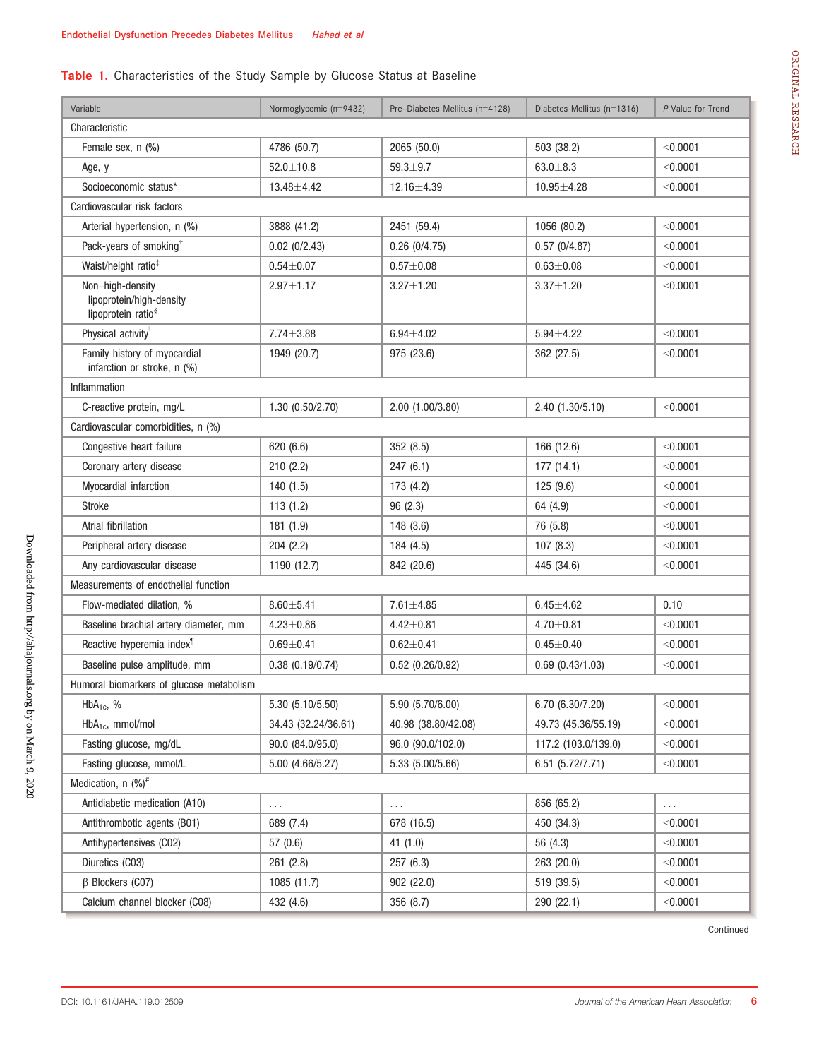**Table 1.** Characteristics of the Study Sample by Glucose Status at Baseline

| Variable | Normoglycemic (n=9432) | Pre–Diabetes Mellitus (n=4128) | Diabetes Mellitus (n=1316) | *P* Value for Trend |
|---|---|---|---|---|
| Characteristic | | | | |
| Female sex, n (%) | 4786 (50.7) | 2065 (50.0) | 503 (38.2) | <0.0001 |
| Age, y | 52.0±10.8 | 59.3±9.7 | 63.0±8.3 | <0.0001 |
| Socioeconomic status* | 13.48±4.42 | 12.16±4.39 | 10.95±4.28 | <0.0001 |
| Cardiovascular risk factors | | | | |
| Arterial hypertension, n (%) | 3888 (41.2) | 2451 (59.4) | 1056 (80.2) | <0.0001 |
| Pack-years of smoking[†] | 0.02 (0/2.43) | 0.26 (0/4.75) | 0.57 (0/4.87) | <0.0001 |
| Waist/height ratio[‡] | 0.54±0.07 | 0.57±0.08 | 0.63±0.08 | <0.0001 |
| Non–high-density lipoprotein/high-density lipoprotein ratio[§] | 2.97±1.17 | 3.27±1.20 | 3.37±1.20 | <0.0001 |
| Physical activity[‖] | 7.74±3.88 | 6.94±4.02 | 5.94±4.22 | <0.0001 |
| Family history of myocardial infarction or stroke, n (%) | 1949 (20.7) | 975 (23.6) | 362 (27.5) | <0.0001 |
| Inflammation | | | | |
| C-reactive protein, mg/L | 1.30 (0.50/2.70) | 2.00 (1.00/3.80) | 2.40 (1.30/5.10) | <0.0001 |
| Cardiovascular comorbidities, n (%) | | | | |
| Congestive heart failure | 620 (6.6) | 352 (8.5) | 166 (12.6) | <0.0001 |
| Coronary artery disease | 210 (2.2) | 247 (6.1) | 177 (14.1) | <0.0001 |
| Myocardial infarction | 140 (1.5) | 173 (4.2) | 125 (9.6) | <0.0001 |
| Stroke | 113 (1.2) | 96 (2.3) | 64 (4.9) | <0.0001 |
| Atrial fibrillation | 181 (1.9) | 148 (3.6) | 76 (5.8) | <0.0001 |
| Peripheral artery disease | 204 (2.2) | 184 (4.5) | 107 (8.3) | <0.0001 |
| Any cardiovascular disease | 1190 (12.7) | 842 (20.6) | 445 (34.6) | <0.0001 |
| Measurements of endothelial function | | | | |
| Flow-mediated dilation, % | 8.60±5.41 | 7.61±4.85 | 6.45±4.62 | 0.10 |
| Baseline brachial artery diameter, mm | 4.23±0.86 | 4.42±0.81 | 4.70±0.81 | <0.0001 |
| Reactive hyperemia index[¶] | 0.69±0.41 | 0.62±0.41 | 0.45±0.40 | <0.0001 |
| Baseline pulse amplitude, mm | 0.38 (0.19/0.74) | 0.52 (0.26/0.92) | 0.69 (0.43/1.03) | <0.0001 |
| Humoral biomarkers of glucose metabolism | | | | |
| $HbA_{1c}$, % | 5.30 (5.10/5.50) | 5.90 (5.70/6.00) | 6.70 (6.30/7.20) | <0.0001 |
| $HbA_{1c}$, mmol/mol | 34.43 (32.24/36.61) | 40.98 (38.80/42.08) | 49.73 (45.36/55.19) | <0.0001 |
| Fasting glucose, mg/dL | 90.0 (84.0/95.0) | 96.0 (90.0/102.0) | 117.2 (103.0/139.0) | <0.0001 |
| Fasting glucose, mmol/L | 5.00 (4.66/5.27) | 5.33 (5.00/5.66) | 6.51 (5.72/7.71) | <0.0001 |
| Medication, n (%)[#] | | | | |
| Antidiabetic medication (A10) | ... | ... | 856 (65.2) | ... |
| Antithrombotic agents (B01) | 689 (7.4) | 678 (16.5) | 450 (34.3) | <0.0001 |
| Antihypertensives (C02) | 57 (0.6) | 41 (1.0) | 56 (4.3) | <0.0001 |
| Diuretics (C03) | 261 (2.8) | 257 (6.3) | 263 (20.0) | <0.0001 |
| β Blockers (C07) | 1085 (11.7) | 902 (22.0) | 519 (39.5) | <0.0001 |
| Calcium channel blocker (C08) | 432 (4.6) | 356 (8.7) | 290 (22.1) | <0.0001 |

Continued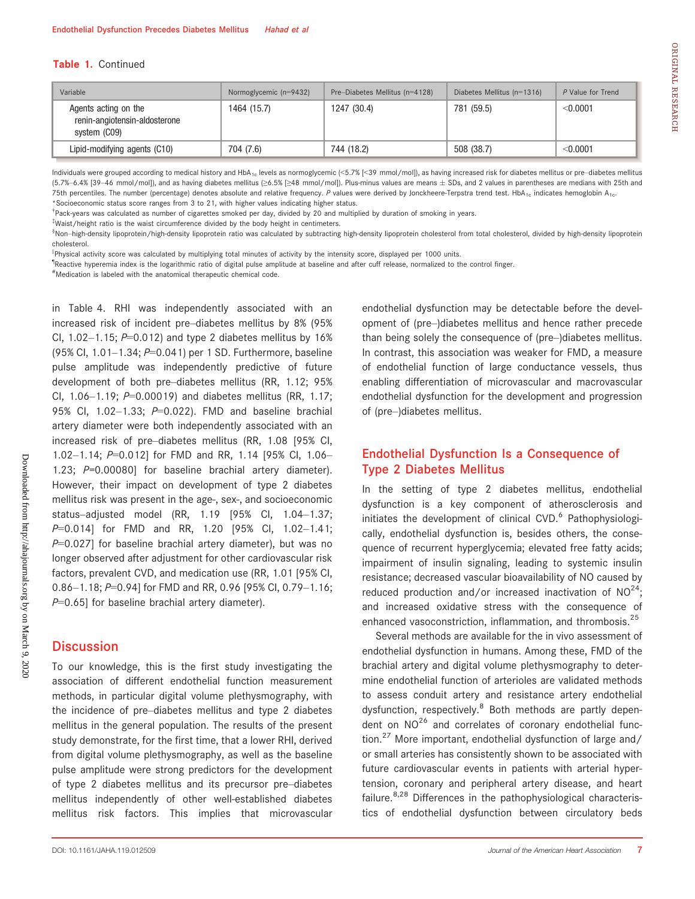**Table 1.** Continued

| Variable | Normoglycemic (n=9432) | Pre–Diabetes Mellitus (n=4128) | Diabetes Mellitus (n=1316) | *P* Value for Trend |
|---|---|---|---|---|
| Agents acting on the renin-angiotensin-aldosterone system (C09) | 1464 (15.7) | 1247 (30.4) | 781 (59.5) | <0.0001 |
| Lipid-modifying agents (C10) | 704 (7.6) | 744 (18.2) | 508 (38.7) | <0.0001 |

Individuals were grouped according to medical history and $HbA_{1c}$ levels as normoglycemic (<5.7% [<39 mmol/mol]), as having increased risk for diabetes mellitus or pre–diabetes mellitus (5.7%–6.4% [39–46 mmol/mol]), and as having diabetes mellitus (≥6.5% [≥48 mmol/mol]). Plus-minus values are means ± SDs, and 2 values in parentheses are medians with 25th and 75th percentiles. The number (percentage) denotes absolute and relative frequency. *P* values were derived by Jonckheere-Terpstra trend test. $HbA_{1c}$ indicates hemoglobin $A_{1c}$.
*Socioeconomic status score ranges from 3 to 21, with higher values indicating higher status.
†Pack-years was calculated as number of cigarettes smoked per day, divided by 20 and multiplied by duration of smoking in years.
‡Waist/height ratio is the waist circumference divided by the body height in centimeters.
§Non–high-density lipoprotein/high-density lipoprotein ratio was calculated by subtracting high-density lipoprotein cholesterol from total cholesterol, divided by high-density lipoprotein cholesterol.
‖Physical activity score was calculated by multiplying total minutes of activity by the intensity score, displayed per 1000 units.
¶Reactive hyperemia index is the logarithmic ratio of digital pulse amplitude at baseline and after cuff release, normalized to the control finger.
#Medication is labeled with the anatomical therapeutic chemical code.

in Table 4. RHI was independently associated with an increased risk of incident pre–diabetes mellitus by 8% (95% CI, 1.02–1.15; *P*=0.012) and type 2 diabetes mellitus by 16% (95% CI, 1.01–1.34; *P*=0.041) per 1 SD. Furthermore, baseline pulse amplitude was independently predictive of future development of both pre–diabetes mellitus (RR, 1.12; 95% CI, 1.06–1.19; *P*=0.00019) and diabetes mellitus (RR, 1.17; 95% CI, 1.02–1.33; *P*=0.022). FMD and baseline brachial artery diameter were both independently associated with an increased risk of pre–diabetes mellitus (RR, 1.08 [95% CI, 1.02–1.14; *P*=0.012] for FMD and RR, 1.14 [95% CI, 1.06–1.23; *P*=0.00080] for baseline brachial artery diameter). However, their impact on development of type 2 diabetes mellitus risk was present in the age-, sex-, and socioeconomic status–adjusted model (RR, 1.19 [95% CI, 1.04–1.37; *P*=0.014] for FMD and RR, 1.20 [95% CI, 1.02–1.41; *P*=0.027] for baseline brachial artery diameter), but was no longer observed after adjustment for other cardiovascular risk factors, prevalent CVD, and medication use (RR, 1.01 [95% CI, 0.86–1.18; *P*=0.94] for FMD and RR, 0.96 [95% CI, 0.79–1.16; *P*=0.65] for baseline brachial artery diameter).

## Discussion

To our knowledge, this is the first study investigating the association of different endothelial function measurement methods, in particular digital volume plethysmography, with the incidence of pre–diabetes mellitus and type 2 diabetes mellitus in the general population. The results of the present study demonstrate, for the first time, that a lower RHI, derived from digital volume plethysmography, as well as the baseline pulse amplitude were strong predictors for the development of type 2 diabetes mellitus and its precursor pre–diabetes mellitus independently of other well-established diabetes mellitus risk factors. This implies that microvascular endothelial dysfunction may be detectable before the development of (pre–)diabetes mellitus and hence rather precede than being solely the consequence of (pre–)diabetes mellitus. In contrast, this association was weaker for FMD, a measure of endothelial function of large conductance vessels, thus enabling differentiation of microvascular and macrovascular endothelial dysfunction for the development and progression of (pre–)diabetes mellitus.

## Endothelial Dysfunction Is a Consequence of Type 2 Diabetes Mellitus

In the setting of type 2 diabetes mellitus, endothelial dysfunction is a key component of atherosclerosis and initiates the development of clinical CVD.[6] Pathophysiologically, endothelial dysfunction is, besides others, the consequence of recurrent hyperglycemia; elevated free fatty acids; impairment of insulin signaling, leading to systemic insulin resistance; decreased vascular bioavailability of NO caused by reduced production and/or increased inactivation of NO[24]; and increased oxidative stress with the consequence of enhanced vasoconstriction, inflammation, and thrombosis.[25]

Several methods are available for the in vivo assessment of endothelial dysfunction in humans. Among these, FMD of the brachial artery and digital volume plethysmography to determine endothelial function of arterioles are validated methods to assess conduit artery and resistance artery endothelial dysfunction, respectively.[8] Both methods are partly dependent on NO[26] and correlates of coronary endothelial function.[27] More important, endothelial dysfunction of large and/or small arteries has consistently shown to be associated with future cardiovascular events in patients with arterial hypertension, coronary and peripheral artery disease, and heart failure.[8,28] Differences in the pathophysiological characteristics of endothelial dysfunction between circulatory beds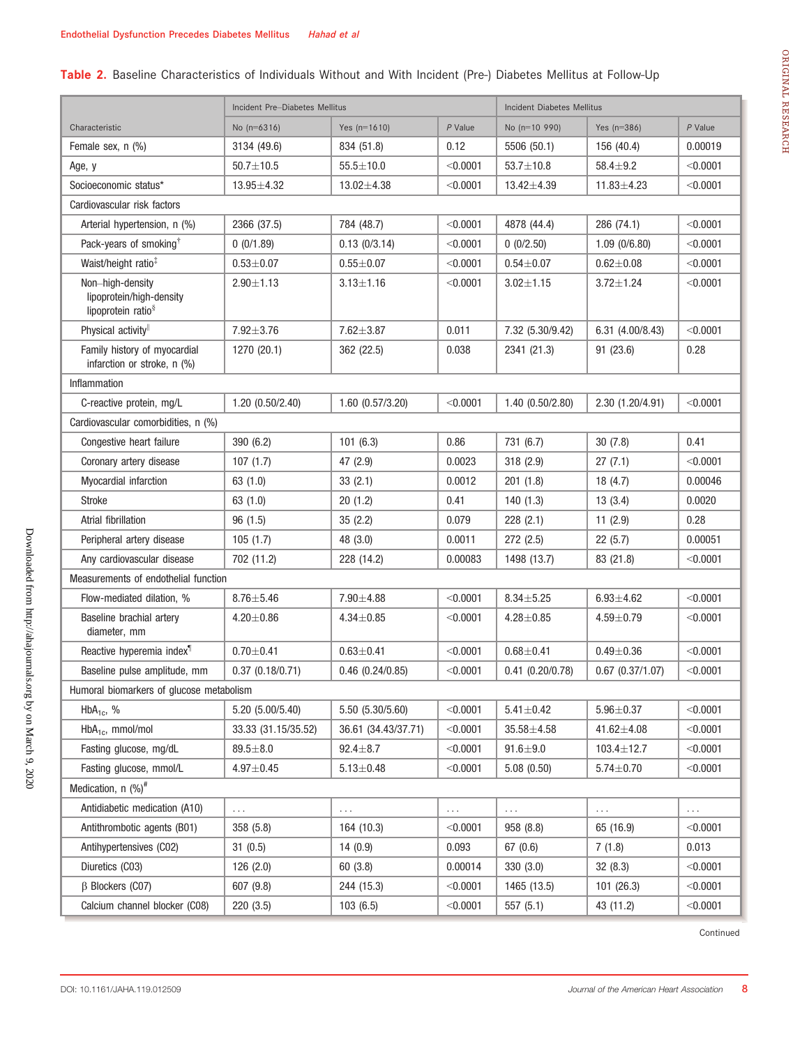**Table 2.** Baseline Characteristics of Individuals Without and With Incident (Pre-) Diabetes Mellitus at Follow-Up

| Characteristic | Incident Pre–Diabetes Mellitus | | | Incident Diabetes Mellitus | | |
|---|---|---|---|---|---|---|
| | No (n=6316) | Yes (n=1610) | *P* Value | No (n=10 990) | Yes (n=386) | *P* Value |
| Female sex, n (%) | 3134 (49.6) | 834 (51.8) | 0.12 | 5506 (50.1) | 156 (40.4) | 0.00019 |
| Age, y | 50.7±10.5 | 55.5±10.0 | <0.0001 | 53.7±10.8 | 58.4±9.2 | <0.0001 |
| Socioeconomic status* | 13.95±4.32 | 13.02±4.38 | <0.0001 | 13.42±4.39 | 11.83±4.23 | <0.0001 |
| Cardiovascular risk factors | | | | | | |
| Arterial hypertension, n (%) | 2366 (37.5) | 784 (48.7) | <0.0001 | 4878 (44.4) | 286 (74.1) | <0.0001 |
| Pack-years of smoking[†] | 0 (0/1.89) | 0.13 (0/3.14) | <0.0001 | 0 (0/2.50) | 1.09 (0/6.80) | <0.0001 |
| Waist/height ratio[‡] | 0.53±0.07 | 0.55±0.07 | <0.0001 | 0.54±0.07 | 0.62±0.08 | <0.0001 |
| Non–high-density lipoprotein/high-density lipoprotein ratio[§] | 2.90±1.13 | 3.13±1.16 | <0.0001 | 3.02±1.15 | 3.72±1.24 | <0.0001 |
| Physical activity[‖] | 7.92±3.76 | 7.62±3.87 | 0.011 | 7.32 (5.30/9.42) | 6.31 (4.00/8.43) | <0.0001 |
| Family history of myocardial infarction or stroke, n (%) | 1270 (20.1) | 362 (22.5) | 0.038 | 2341 (21.3) | 91 (23.6) | 0.28 |
| Inflammation | | | | | | |
| C-reactive protein, mg/L | 1.20 (0.50/2.40) | 1.60 (0.57/3.20) | <0.0001 | 1.40 (0.50/2.80) | 2.30 (1.20/4.91) | <0.0001 |
| Cardiovascular comorbidities, n (%) | | | | | | |
| Congestive heart failure | 390 (6.2) | 101 (6.3) | 0.86 | 731 (6.7) | 30 (7.8) | 0.41 |
| Coronary artery disease | 107 (1.7) | 47 (2.9) | 0.0023 | 318 (2.9) | 27 (7.1) | <0.0001 |
| Myocardial infarction | 63 (1.0) | 33 (2.1) | 0.0012 | 201 (1.8) | 18 (4.7) | 0.00046 |
| Stroke | 63 (1.0) | 20 (1.2) | 0.41 | 140 (1.3) | 13 (3.4) | 0.0020 |
| Atrial fibrillation | 96 (1.5) | 35 (2.2) | 0.079 | 228 (2.1) | 11 (2.9) | 0.28 |
| Peripheral artery disease | 105 (1.7) | 48 (3.0) | 0.0011 | 272 (2.5) | 22 (5.7) | 0.00051 |
| Any cardiovascular disease | 702 (11.2) | 228 (14.2) | 0.00083 | 1498 (13.7) | 83 (21.8) | <0.0001 |
| Measurements of endothelial function | | | | | | |
| Flow-mediated dilation, % | 8.76±5.46 | 7.90±4.88 | <0.0001 | 8.34±5.25 | 6.93±4.62 | <0.0001 |
| Baseline brachial artery diameter, mm | 4.20±0.86 | 4.34±0.85 | <0.0001 | 4.28±0.85 | 4.59±0.79 | <0.0001 |
| Reactive hyperemia index[¶] | 0.70±0.41 | 0.63±0.41 | <0.0001 | 0.68±0.41 | 0.49±0.36 | <0.0001 |
| Baseline pulse amplitude, mm | 0.37 (0.18/0.71) | 0.46 (0.24/0.85) | <0.0001 | 0.41 (0.20/0.78) | 0.67 (0.37/1.07) | <0.0001 |
| Humoral biomarkers of glucose metabolism | | | | | | |
| $HbA_{1c}$, % | 5.20 (5.00/5.40) | 5.50 (5.30/5.60) | <0.0001 | 5.41±0.42 | 5.96±0.37 | <0.0001 |
| $HbA_{1c}$, mmol/mol | 33.33 (31.15/35.52) | 36.61 (34.43/37.71) | <0.0001 | 35.58±4.58 | 41.62±4.08 | <0.0001 |
| Fasting glucose, mg/dL | 89.5±8.0 | 92.4±8.7 | <0.0001 | 91.6±9.0 | 103.4±12.7 | <0.0001 |
| Fasting glucose, mmol/L | 4.97±0.45 | 5.13±0.48 | <0.0001 | 5.08 (0.50) | 5.74±0.70 | <0.0001 |
| Medication, n (%)[#] | | | | | | |
| Antidiabetic medication (A10) | ... | ... | ... | ... | ... | ... |
| Antithrombotic agents (B01) | 358 (5.8) | 164 (10.3) | <0.0001 | 958 (8.8) | 65 (16.9) | <0.0001 |
| Antihypertensives (C02) | 31 (0.5) | 14 (0.9) | 0.093 | 67 (0.6) | 7 (1.8) | 0.013 |
| Diuretics (C03) | 126 (2.0) | 60 (3.8) | 0.00014 | 330 (3.0) | 32 (8.3) | <0.0001 |
| β Blockers (C07) | 607 (9.8) | 244 (15.3) | <0.0001 | 1465 (13.5) | 101 (26.3) | <0.0001 |
| Calcium channel blocker (C08) | 220 (3.5) | 103 (6.5) | <0.0001 | 557 (5.1) | 43 (11.2) | <0.0001 |

Continued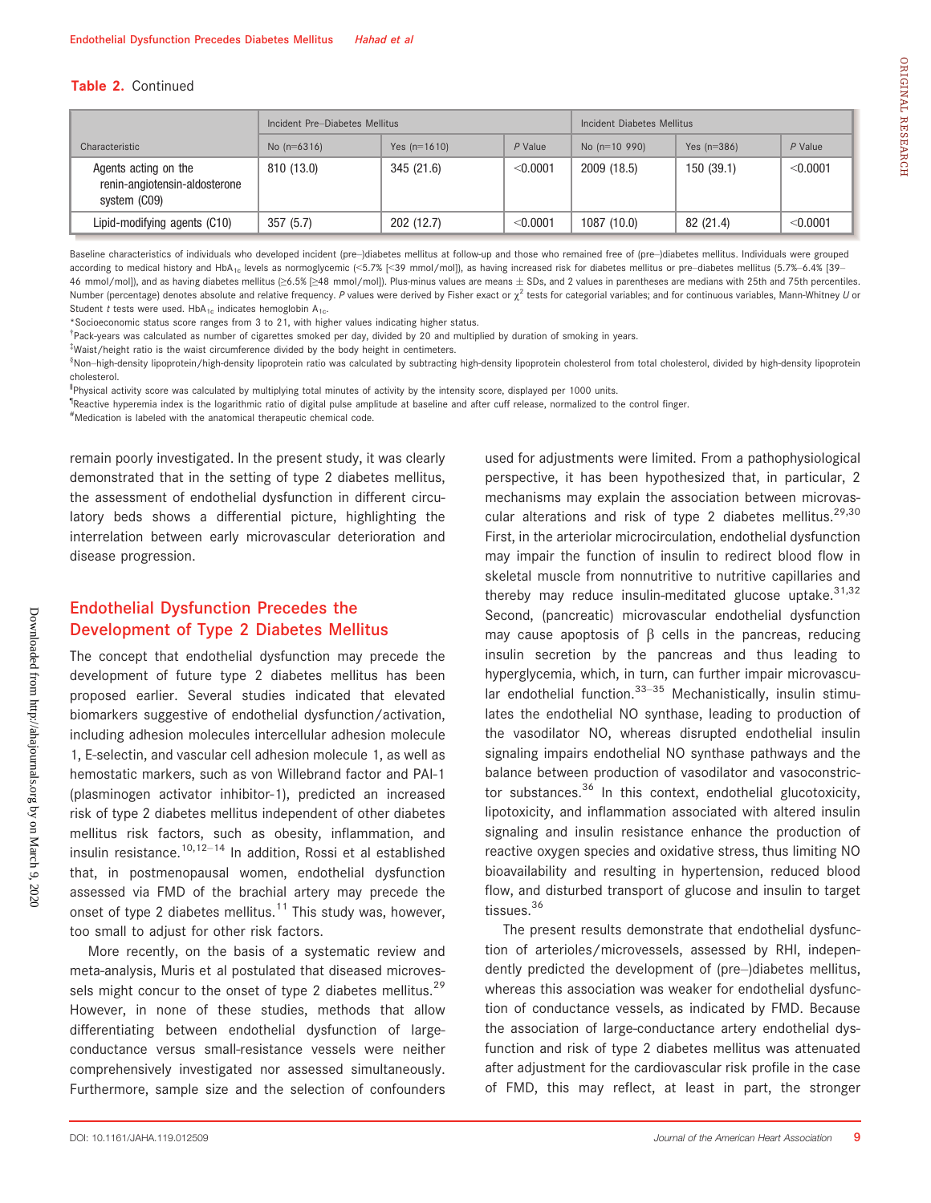**Table 2.** Continued

| Characteristic | Incident Pre–Diabetes Mellitus | | | Incident Diabetes Mellitus | | |
|---|---|---|---|---|---|---|
| | No (n=6316) | Yes (n=1610) | *P* Value | No (n=10 990) | Yes (n=386) | *P* Value |
| Agents acting on the renin-angiotensin-aldosterone system (C09) | 810 (13.0) | 345 (21.6) | <0.0001 | 2009 (18.5) | 150 (39.1) | <0.0001 |
| Lipid-modifying agents (C10) | 357 (5.7) | 202 (12.7) | <0.0001 | 1087 (10.0) | 82 (21.4) | <0.0001 |

Baseline characteristics of individuals who developed incident (pre–)diabetes mellitus at follow-up and those who remained free of (pre–)diabetes mellitus. Individuals were grouped according to medical history and $HbA_{1c}$ levels as normoglycemic (<5.7% [<39 mmol/mol]), as having increased risk for diabetes mellitus or pre–diabetes mellitus (5.7%–6.4% [39–46 mmol/mol]), and as having diabetes mellitus (≥6.5% [≥48 mmol/mol]). Plus-minus values are means ± SDs, and 2 values in parentheses are medians with 25th and 75th percentiles. Number (percentage) denotes absolute and relative frequency. *P* values were derived by Fisher exact or $\chi^2$ tests for categorical variables; and for continuous variables, Mann-Whitney *U* or Student *t* tests were used. $HbA_{1c}$ indicates hemoglobin $A_{1c}$.

*Socioeconomic status score ranges from 3 to 21, with higher values indicating higher status.

†Pack-years was calculated as number of cigarettes smoked per day, divided by 20 and multiplied by duration of smoking in years.

‡Waist/height ratio is the waist circumference divided by the body height in centimeters.

§Non–high-density lipoprotein/high-density lipoprotein ratio was calculated by subtracting high-density lipoprotein cholesterol from total cholesterol, divided by high-density lipoprotein cholesterol.

‖Physical activity score was calculated by multiplying total minutes of activity by the intensity score, displayed per 1000 units.

¶Reactive hyperemia index is the logarithmic ratio of digital pulse amplitude at baseline and after cuff release, normalized to the control finger.

#Medication is labeled with the anatomical therapeutic chemical code.

remain poorly investigated. In the present study, it was clearly demonstrated that in the setting of type 2 diabetes mellitus, the assessment of endothelial dysfunction in different circulatory beds shows a differential picture, highlighting the interrelation between early microvascular deterioration and disease progression.

## Endothelial Dysfunction Precedes the Development of Type 2 Diabetes Mellitus

The concept that endothelial dysfunction may precede the development of future type 2 diabetes mellitus has been proposed earlier. Several studies indicated that elevated biomarkers suggestive of endothelial dysfunction/activation, including adhesion molecules intercellular adhesion molecule 1, E-selectin, and vascular cell adhesion molecule 1, as well as hemostatic markers, such as von Willebrand factor and PAI-1 (plasminogen activator inhibitor-1), predicted an increased risk of type 2 diabetes mellitus independent of other diabetes mellitus risk factors, such as obesity, inflammation, and insulin resistance.[10,12–14] In addition, Rossi et al established that, in postmenopausal women, endothelial dysfunction assessed via FMD of the brachial artery may precede the onset of type 2 diabetes mellitus.[11] This study was, however, too small to adjust for other risk factors.

More recently, on the basis of a systematic review and meta-analysis, Muris et al postulated that diseased microvessels might concur to the onset of type 2 diabetes mellitus.[29] However, in none of these studies, methods that allow differentiating between endothelial dysfunction of large-conductance versus small-resistance vessels were neither comprehensively investigated nor assessed simultaneously. Furthermore, sample size and the selection of confounders used for adjustments were limited. From a pathophysiological perspective, it has been hypothesized that, in particular, 2 mechanisms may explain the association between microvascular alterations and risk of type 2 diabetes mellitus.[29,30] First, in the arteriolar microcirculation, endothelial dysfunction may impair the function of insulin to redirect blood flow in skeletal muscle from nonnutritive to nutritive capillaries and thereby may reduce insulin-meditated glucose uptake.[31,32] Second, (pancreatic) microvascular endothelial dysfunction may cause apoptosis of β cells in the pancreas, reducing insulin secretion by the pancreas and thus leading to hyperglycemia, which, in turn, can further impair microvascular endothelial function.[33–35] Mechanistically, insulin stimulates the endothelial NO synthase, leading to production of the vasodilator NO, whereas disrupted endothelial insulin signaling impairs endothelial NO synthase pathways and the balance between production of vasodilator and vasoconstrictor substances.[36] In this context, endothelial glucotoxicity, lipotoxicity, and inflammation associated with altered insulin signaling and insulin resistance enhance the production of reactive oxygen species and oxidative stress, thus limiting NO bioavailability and resulting in hypertension, reduced blood flow, and disturbed transport of glucose and insulin to target tissues.[36]

The present results demonstrate that endothelial dysfunction of arterioles/microvessels, assessed by RHI, independently predicted the development of (pre–)diabetes mellitus, whereas this association was weaker for endothelial dysfunction of conductance vessels, as indicated by FMD. Because the association of large-conductance artery endothelial dysfunction and risk of type 2 diabetes mellitus was attenuated after adjustment for the cardiovascular risk profile in the case of FMD, this may reflect, at least in part, the stronger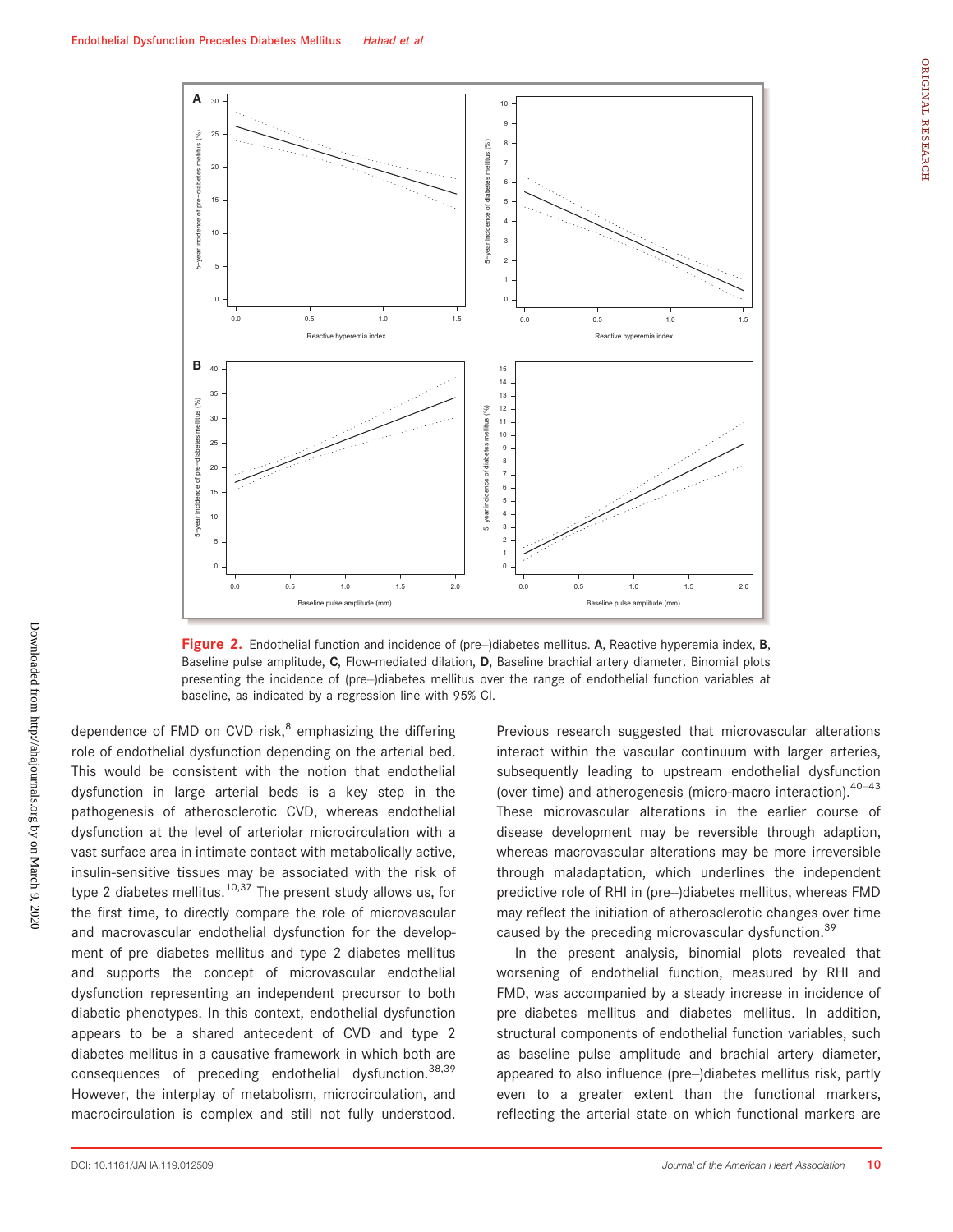**Figure 2.** Endothelial function and incidence of (pre–)diabetes mellitus. **A**, Reactive hyperemia index, **B**, Baseline pulse amplitude, **C**, Flow-mediated dilation, **D**, Baseline brachial artery diameter. Binomial plots presenting the incidence of (pre–)diabetes mellitus over the range of endothelial function variables at baseline, as indicated by a regression line with 95% CI.

dependence of FMD on CVD risk,[8] emphasizing the differing role of endothelial dysfunction depending on the arterial bed. This would be consistent with the notion that endothelial dysfunction in large arterial beds is a key step in the pathogenesis of atherosclerotic CVD, whereas endothelial dysfunction at the level of arteriolar microcirculation with a vast surface area in intimate contact with metabolically active, insulin-sensitive tissues may be associated with the risk of type 2 diabetes mellitus.[10,37] The present study allows us, for the first time, to directly compare the role of microvascular and macrovascular endothelial dysfunction for the development of pre–diabetes mellitus and type 2 diabetes mellitus and supports the concept of microvascular endothelial dysfunction representing an independent precursor to both diabetic phenotypes. In this context, endothelial dysfunction appears to be a shared antecedent of CVD and type 2 diabetes mellitus in a causative framework in which both are consequences of preceding endothelial dysfunction.[38,39] However, the interplay of metabolism, microcirculation, and macrocirculation is complex and still not fully understood.

Previous research suggested that microvascular alterations interact within the vascular continuum with larger arteries, subsequently leading to upstream endothelial dysfunction (over time) and atherogenesis (micro-macro interaction).[40–43] These microvascular alterations in the earlier course of disease development may be reversible through adaption, whereas macrovascular alterations may be more irreversible through maladaptation, which underlines the independent predictive role of RHI in (pre–)diabetes mellitus, whereas FMD may reflect the initiation of atherosclerotic changes over time caused by the preceding microvascular dysfunction.[39]

In the present analysis, binomial plots revealed that worsening of endothelial function, measured by RHI and FMD, was accompanied by a steady increase in incidence of pre–diabetes mellitus and diabetes mellitus. In addition, structural components of endothelial function variables, such as baseline pulse amplitude and brachial artery diameter, appeared to also influence (pre–)diabetes mellitus risk, partly even to a greater extent than the functional markers, reflecting the arterial state on which functional markers are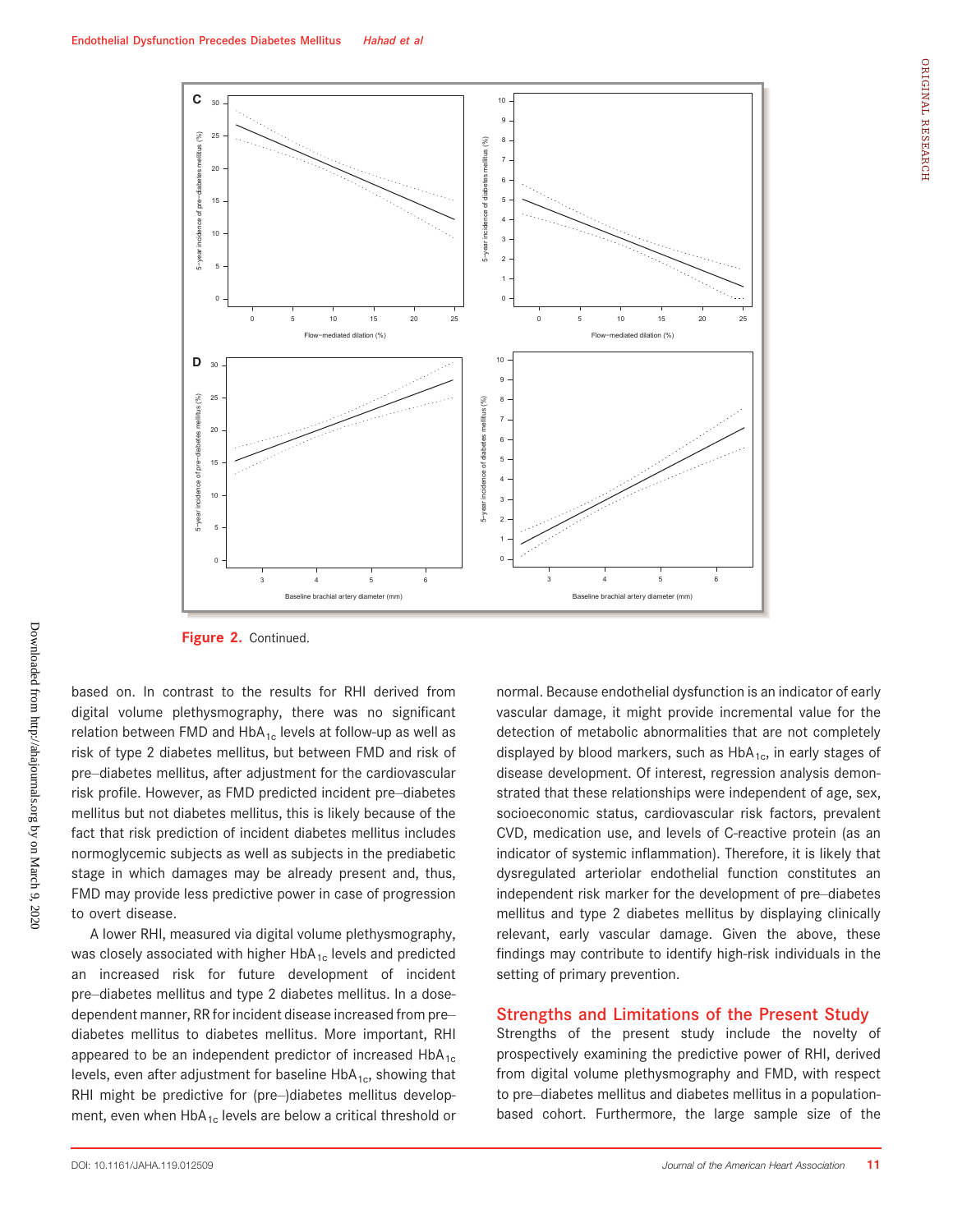Figure 2. Continued.

based on. In contrast to the results for RHI derived from digital volume plethysmography, there was no significant relation between FMD and $HbA_{1c}$ levels at follow-up as well as risk of type 2 diabetes mellitus, but between FMD and risk of pre–diabetes mellitus, after adjustment for the cardiovascular risk profile. However, as FMD predicted incident pre–diabetes mellitus but not diabetes mellitus, this is likely because of the fact that risk prediction of incident diabetes mellitus includes normoglycemic subjects as well as subjects in the prediabetic stage in which damages may be already present and, thus, FMD may provide less predictive power in case of progression to overt disease.

A lower RHI, measured via digital volume plethysmography, was closely associated with higher $HbA_{1c}$ levels and predicted an increased risk for future development of incident pre–diabetes mellitus and type 2 diabetes mellitus. In a dose-dependent manner, RR for incident disease increased from pre–diabetes mellitus to diabetes mellitus. More important, RHI appeared to be an independent predictor of increased $HbA_{1c}$ levels, even after adjustment for baseline $HbA_{1c}$, showing that RHI might be predictive for (pre–)diabetes mellitus development, even when $HbA_{1c}$ levels are below a critical threshold or normal. Because endothelial dysfunction is an indicator of early vascular damage, it might provide incremental value for the detection of metabolic abnormalities that are not completely displayed by blood markers, such as $HbA_{1c}$, in early stages of disease development. Of interest, regression analysis demonstrated that these relationships were independent of age, sex, socioeconomic status, cardiovascular risk factors, prevalent CVD, medication use, and levels of C-reactive protein (as an indicator of systemic inflammation). Therefore, it is likely that dysregulated arteriolar endothelial function constitutes an independent risk marker for the development of pre–diabetes mellitus and type 2 diabetes mellitus by displaying clinically relevant, early vascular damage. Given the above, these findings may contribute to identify high-risk individuals in the setting of primary prevention.

## Strengths and Limitations of the Present Study

Strengths of the present study include the novelty of prospectively examining the predictive power of RHI, derived from digital volume plethysmography and FMD, with respect to pre–diabetes mellitus and diabetes mellitus in a population-based cohort. Furthermore, the large sample size of the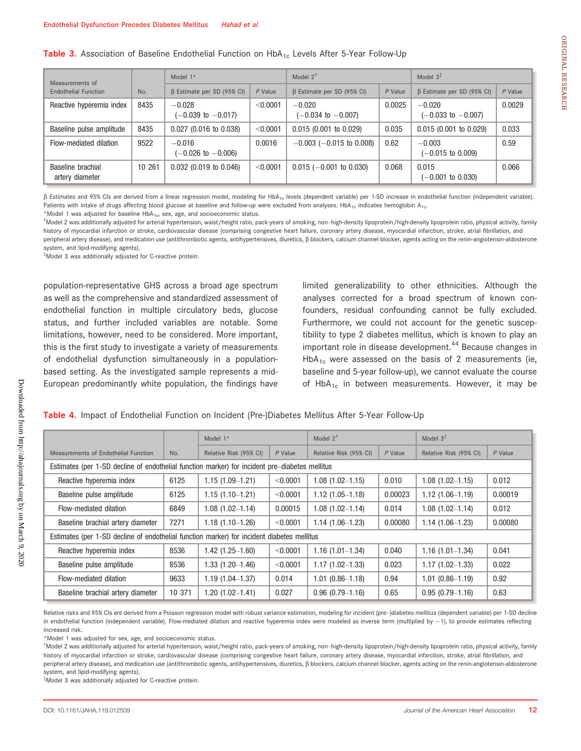**Table 3.** Association of Baseline Endothelial Function on $HbA_{1c}$ Levels After 5-Year Follow-Up

| Measurements of Endothelial Function | No. | Model 1* | | Model 2† | | Model 3‡ | |
|---|---|---|---|---|---|---|---|
| | | β Estimate per SD (95% CI) | *P* Value | β Estimate per SD (95% CI) | *P* Value | β Estimate per SD (95% CI) | *P* Value |
| Reactive hyperemia index | 8435 | −0.028 (−0.039 to −0.017) | <0.0001 | −0.020 (−0.034 to −0.007) | 0.0025 | −0.020 (−0.033 to −0.007) | 0.0029 |
| Baseline pulse amplitude | 8435 | 0.027 (0.016 to 0.038) | <0.0001 | 0.015 (0.001 to 0.029) | 0.035 | 0.015 (0.001 to 0.029) | 0.033 |
| Flow-mediated dilation | 9522 | −0.016 (−0.026 to −0.006) | 0.0016 | −0.003 (−0.015 to 0.008) | 0.62 | −0.003 (−0.015 to 0.009) | 0.59 |
| Baseline brachial artery diameter | 10 261 | 0.032 (0.019 to 0.046) | <0.0001 | 0.015 (−0.001 to 0.030) | 0.068 | 0.015 (−0.001 to 0.030) | 0.066 |

β Estimates and 95% CIs are derived from a linear regression model, modeling for $HbA_{1c}$ levels (dependent variable) per 1-SD increase in endothelial function (independent variable). Patients with intake of drugs affecting blood glucose at baseline and follow-up were excluded from analyses. $HbA_{1c}$ indicates hemoglobin $A_{1c}$.

*Model 1 was adjusted for baseline $HbA_{1c}$, sex, age, and socioeconomic status.

†Model 2 was additionally adjusted for arterial hypertension, waist/height ratio, pack-years of smoking, non–high-density lipoprotein/high-density lipoprotein ratio, physical activity, family history of myocardial infarction or stroke, cardiovascular disease (comprising congestive heart failure, coronary artery disease, myocardial infarction, stroke, atrial fibrillation, and peripheral artery disease), and medication use (antithrombotic agents, antihypertensives, diuretics, β blockers, calcium channel blocker, agents acting on the renin-angiotensin-aldosterone system, and lipid-modifying agents).

‡Model 3 was additionally adjusted for C-reactive protein.

population-representative GHS across a broad age spectrum as well as the comprehensive and standardized assessment of endothelial function in multiple circulatory beds, glucose status, and further included variables are notable. Some limitations, however, need to be considered. More important, this is the first study to investigate a variety of measurements of endothelial dysfunction simultaneously in a population-based setting. As the investigated sample represents a mid-European predominantly white population, the findings have limited generalizability to other ethnicities. Although the analyses corrected for a broad spectrum of known confounders, residual confounding cannot be fully excluded. Furthermore, we could not account for the genetic susceptibility to type 2 diabetes mellitus, which is known to play an important role in disease development.[44] Because changes in $HbA_{1c}$ were assessed on the basis of 2 measurements (ie, baseline and 5-year follow-up), we cannot evaluate the course of $HbA_{1c}$ in between measurements. However, it may be

**Table 4.** Impact of Endothelial Function on Incident (Pre-)Diabetes Mellitus After 5-Year Follow-Up

| Measurements of Endothelial Function | No. | Model 1* | | Model 2† | | Model 3‡ | |
|---|---|---|---|---|---|---|---|
| | | Relative Risk (95% CI) | *P* Value | Relative Risk (95% CI) | *P* Value | Relative Risk (95% CI) | *P* Value |
| Estimates (per 1-SD decline of endothelial function marker) for incident pre–diabetes mellitus | | | | | | | |
| Reactive hyperemia index | 6125 | 1.15 (1.09–1.21) | <0.0001 | 1.08 (1.02–1.15) | 0.010 | 1.08 (1.02–1.15) | 0.012 |
| Baseline pulse amplitude | 6125 | 1.15 (1.10–1.21) | <0.0001 | 1.12 (1.05–1.18) | 0.00023 | 1.12 (1.06–1.19) | 0.00019 |
| Flow-mediated dilation | 6849 | 1.08 (1.02–1.14) | 0.00015 | 1.08 (1.02–1.14) | 0.014 | 1.08 (1.02–1.14) | 0.012 |
| Baseline brachial artery diameter | 7271 | 1.18 (1.10–1.26) | <0.0001 | 1.14 (1.06–1.23) | 0.00080 | 1.14 (1.06–1.23) | 0.00080 |
| Estimates (per 1-SD decline of endothelial function marker) for incident diabetes mellitus | | | | | | | |
| Reactive hyperemia index | 8536 | 1.42 (1.25–1.60) | <0.0001 | 1.16 (1.01–1.34) | 0.040 | 1.16 (1.01–1.34) | 0.041 |
| Baseline pulse amplitude | 8536 | 1.33 (1.20–1.46) | <0.0001 | 1.17 (1.02–1.33) | 0.023 | 1.17 (1.02–1.33) | 0.022 |
| Flow-mediated dilation | 9633 | 1.19 (1.04–1.37) | 0.014 | 1.01 (0.86–1.18) | 0.94 | 1.01 (0.86–1.19) | 0.92 |
| Baseline brachial artery diameter | 10 371 | 1.20 (1.02–1.41) | 0.027 | 0.96 (0.79–1.16) | 0.65 | 0.95 (0.79–1.16) | 0.63 |

Relative risks and 95% CIs are derived from a Poisson regression model with robust variance estimation, modeling for incident (pre–)diabetes mellitus (dependent variable) per 1-SD decline in endothelial function (independent variable). Flow-mediated dilation and reactive hyperemia index were modeled as inverse term (multiplied by −1), to provide estimates reflecting increased risk.

*Model 1 was adjusted for sex, age, and socioeconomic status.

†Model 2 was additionally adjusted for arterial hypertension, waist/height ratio, pack-years of smoking, non–high-density lipoprotein/high-density lipoprotein ratio, physical activity, family history of myocardial infarction or stroke, cardiovascular disease (comprising congestive heart failure, coronary artery disease, myocardial infarction, stroke, atrial fibrillation, and peripheral artery disease), and medication use (antithrombotic agents, antihypertensives, diuretics, β blockers, calcium channel blocker, agents acting on the renin-angiotensin-aldosterone system, and lipid-modifying agents).

‡Model 3 was additionally adjusted for C-reactive protein.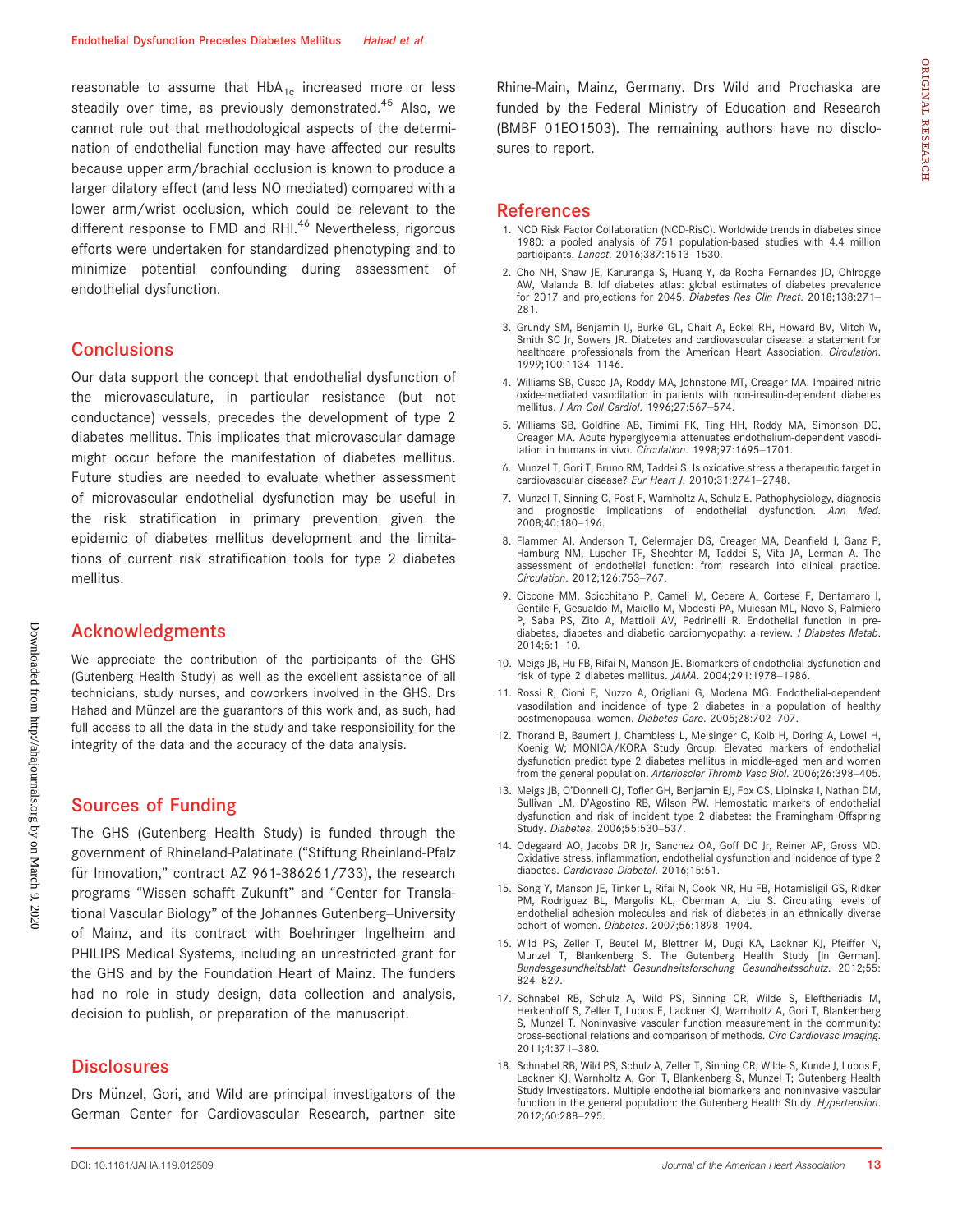reasonable to assume that $HbA_{1c}$ increased more or less steadily over time, as previously demonstrated.[45] Also, we cannot rule out that methodological aspects of the determination of endothelial function may have affected our results because upper arm/brachial occlusion is known to produce a larger dilatory effect (and less NO mediated) compared with a lower arm/wrist occlusion, which could be relevant to the different response to FMD and RHI.[46] Nevertheless, rigorous efforts were undertaken for standardized phenotyping and to minimize potential confounding during assessment of endothelial dysfunction.

## Conclusions

Our data support the concept that endothelial dysfunction of the microvasculature, in particular resistance (but not conductance) vessels, precedes the development of type 2 diabetes mellitus. This implicates that microvascular damage might occur before the manifestation of diabetes mellitus. Future studies are needed to evaluate whether assessment of microvascular endothelial dysfunction may be useful in the risk stratification in primary prevention given the epidemic of diabetes mellitus development and the limitations of current risk stratification tools for type 2 diabetes mellitus.

## Acknowledgments

We appreciate the contribution of the participants of the GHS (Gutenberg Health Study) as well as the excellent assistance of all technicians, study nurses, and coworkers involved in the GHS. Drs Hahad and Münzel are the guarantors of this work and, as such, had full access to all the data in the study and take responsibility for the integrity of the data and the accuracy of the data analysis.

## Sources of Funding

The GHS (Gutenberg Health Study) is funded through the government of Rhineland-Palatinate ("Stiftung Rheinland-Pfalz für Innovation," contract AZ 961-386261/733), the research programs "Wissen schafft Zukunft" and "Center for Translational Vascular Biology" of the Johannes Gutenberg–University of Mainz, and its contract with Boehringer Ingelheim and PHILIPS Medical Systems, including an unrestricted grant for the GHS and by the Foundation Heart of Mainz. The funders had no role in study design, data collection and analysis, decision to publish, or preparation of the manuscript.

## Disclosures

Drs Münzel, Gori, and Wild are principal investigators of the German Center for Cardiovascular Research, partner site Rhine-Main, Mainz, Germany. Drs Wild and Prochaska are funded by the Federal Ministry of Education and Research (BMBF 01EO1503). The remaining authors have no disclosures to report.

## References

1. NCD Risk Factor Collaboration (NCD-RisC). Worldwide trends in diabetes since 1980: a pooled analysis of 751 population-based studies with 4.4 million participants. *Lancet*. 2016;387:1513–1530.
2. Cho NH, Shaw JE, Karuranga S, Huang Y, da Rocha Fernandes JD, Ohlrogge AW, Malanda B. Idf diabetes atlas: global estimates of diabetes prevalence for 2017 and projections for 2045. *Diabetes Res Clin Pract*. 2018;138:271–281.
3. Grundy SM, Benjamin IJ, Burke GL, Chait A, Eckel RH, Howard BV, Mitch W, Smith SC Jr, Sowers JR. Diabetes and cardiovascular disease: a statement for healthcare professionals from the American Heart Association. *Circulation*. 1999;100:1134–1146.
4. Williams SB, Cusco JA, Roddy MA, Johnstone MT, Creager MA. Impaired nitric oxide-mediated vasodilation in patients with non-insulin-dependent diabetes mellitus. *J Am Coll Cardiol*. 1996;27:567–574.
5. Williams SB, Goldfine AB, Timimi FK, Ting HH, Roddy MA, Simonson DC, Creager MA. Acute hyperglycemia attenuates endothelium-dependent vasodilation in humans in vivo. *Circulation*. 1998;97:1695–1701.
6. Munzel T, Gori T, Bruno RM, Taddei S. Is oxidative stress a therapeutic target in cardiovascular disease? *Eur Heart J*. 2010;31:2741–2748.
7. Munzel T, Sinning C, Post F, Warnholtz A, Schulz E. Pathophysiology, diagnosis and prognostic implications of endothelial dysfunction. *Ann Med*. 2008;40:180–196.
8. Flammer AJ, Anderson T, Celermajer DS, Creager MA, Deanfield J, Ganz P, Hamburg NM, Luscher TF, Shechter M, Taddei S, Vita JA, Lerman A. The assessment of endothelial function: from research into clinical practice. *Circulation*. 2012;126:753–767.
9. Ciccone MM, Scicchitano P, Cameli M, Cecere A, Cortese F, Dentamaro I, Gentile F, Gesualdo M, Maiello M, Modesti PA, Muiesan ML, Novo S, Palmiero P, Saba PS, Zito A, Mattioli AV, Pedrinelli R. Endothelial function in prediabetes, diabetes and diabetic cardiomyopathy: a review. *J Diabetes Metab*. 2014;5:1–10.
10. Meigs JB, Hu FB, Rifai N, Manson JE. Biomarkers of endothelial dysfunction and risk of type 2 diabetes mellitus. *JAMA*. 2004;291:1978–1986.
11. Rossi R, Cioni E, Nuzzo A, Origliani G, Modena MG. Endothelial-dependent vasodilation and incidence of type 2 diabetes in a population of healthy postmenopausal women. *Diabetes Care*. 2005;28:702–707.
12. Thorand B, Baumert J, Chambless L, Meisinger C, Kolb H, Doring A, Lowel H, Koenig W; MONICA/KORA Study Group. Elevated markers of endothelial dysfunction predict type 2 diabetes mellitus in middle-aged men and women from the general population. *Arterioscler Thromb Vasc Biol*. 2006;26:398–405.
13. Meigs JB, O'Donnell CJ, Tofler GH, Benjamin EJ, Fox CS, Lipinska I, Nathan DM, Sullivan LM, D'Agostino RB, Wilson PW. Hemostatic markers of endothelial dysfunction and risk of incident type 2 diabetes: the Framingham Offspring Study. *Diabetes*. 2006;55:530–537.
14. Odegaard AO, Jacobs DR Jr, Sanchez OA, Goff DC Jr, Reiner AP, Gross MD. Oxidative stress, inflammation, endothelial dysfunction and incidence of type 2 diabetes. *Cardiovasc Diabetol*. 2016;15:51.
15. Song Y, Manson JE, Tinker L, Rifai N, Cook NR, Hu FB, Hotamisligil GS, Ridker PM, Rodriguez BL, Margolis KL, Oberman A, Liu S. Circulating levels of endothelial adhesion molecules and risk of diabetes in an ethnically diverse cohort of women. *Diabetes*. 2007;56:1898–1904.
16. Wild PS, Zeller T, Beutel M, Blettner M, Dugi KA, Lackner KJ, Pfeiffer N, Munzel T, Blankenberg S. The Gutenberg Health Study [in German]. *Bundesgesundheitsblatt Gesundheitsforschung Gesundheitsschutz*. 2012;55:824–829.
17. Schnabel RB, Schulz A, Wild PS, Sinning CR, Wilde S, Eleftheriadis M, Herkenhoff S, Zeller T, Lubos E, Lackner KJ, Warnholtz A, Gori T, Blankenberg S, Munzel T. Noninvasive vascular function measurement in the community: cross-sectional relations and comparison of methods. *Circ Cardiovasc Imaging*. 2011;4:371–380.
18. Schnabel RB, Wild PS, Schulz A, Zeller T, Sinning CR, Wilde S, Kunde J, Lubos E, Lackner KJ, Warnholtz A, Gori T, Blankenberg S, Munzel T; Gutenberg Health Study Investigators. Multiple endothelial biomarkers and noninvasive vascular function in the general population: the Gutenberg Health Study. *Hypertension*. 2012;60:288–295.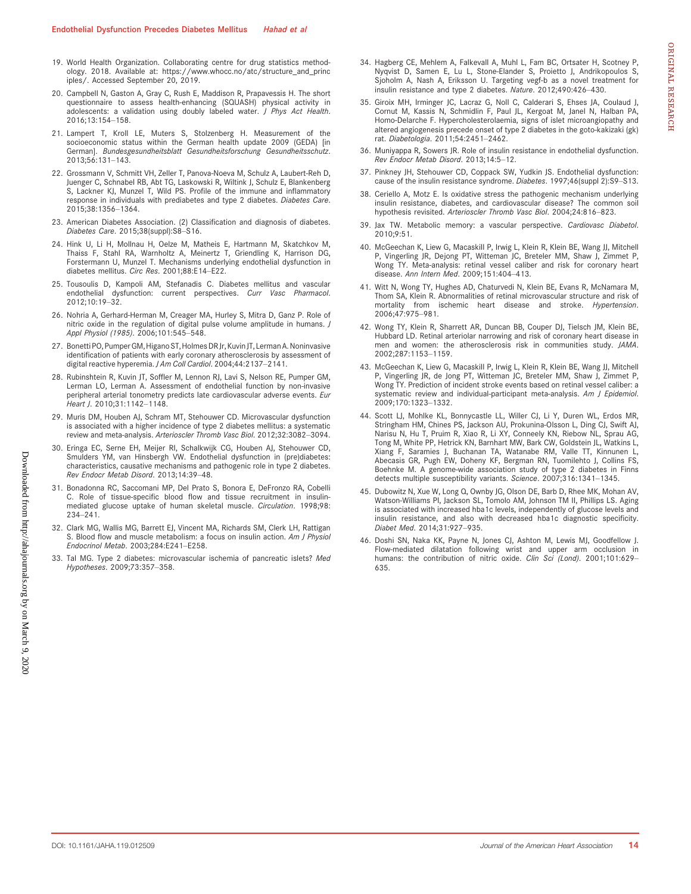19. World Health Organization. Collaborating centre for drug statistics methodology. 2018. Available at: https://www.whocc.no/atc/structure_and_principles/. Accessed September 20, 2019.

20. Campbell N, Gaston A, Gray C, Rush E, Maddison R, Prapavessis H. The short questionnaire to assess health-enhancing (SQUASH) physical activity in adolescents: a validation using doubly labeled water. *J Phys Act Health*. 2016;13:154–158.

21. Lampert T, Kroll LE, Muters S, Stolzenberg H. Measurement of the socioeconomic status within the German health update 2009 (GEDA) [in German]. *Bundesgesundheitsblatt Gesundheitsforschung Gesundheitsschutz*. 2013;56:131–143.

22. Grossmann V, Schmitt VH, Zeller T, Panova-Noeva M, Schulz A, Laubert-Reh D, Juenger C, Schnabel RB, Abt TG, Laskowski R, Wiltink J, Schulz E, Blankenberg S, Lackner KJ, Munzel T, Wild PS. Profile of the immune and inflammatory response in individuals with prediabetes and type 2 diabetes. *Diabetes Care*. 2015;38:1356–1364.

23. American Diabetes Association. (2) Classification and diagnosis of diabetes. *Diabetes Care*. 2015;38(suppl):S8–S16.

24. Hink U, Li H, Mollnau H, Oelze M, Matheis E, Hartmann M, Skatchkov M, Thaiss F, Stahl RA, Warnholtz A, Meinertz T, Griendling K, Harrison DG, Forstermann U, Munzel T. Mechanisms underlying endothelial dysfunction in diabetes mellitus. *Circ Res*. 2001;88:E14–E22.

25. Tousoulis D, Kampoli AM, Stefanadis C. Diabetes mellitus and vascular endothelial dysfunction: current perspectives. *Curr Vasc Pharmacol*. 2012;10:19–32.

26. Nohria A, Gerhard-Herman M, Creager MA, Hurley S, Mitra D, Ganz P. Role of nitric oxide in the regulation of digital pulse volume amplitude in humans. *J Appl Physiol (1985)*. 2006;101:545–548.

27. Bonetti PO, Pumper GM, Higano ST, Holmes DR Jr, Kuvin JT, Lerman A. Noninvasive identification of patients with early coronary atherosclerosis by assessment of digital reactive hyperemia. *J Am Coll Cardiol*. 2004;44:2137–2141.

28. Rubinshtein R, Kuvin JT, Soffler M, Lennon RJ, Lavi S, Nelson RE, Pumper GM, Lerman LO, Lerman A. Assessment of endothelial function by non-invasive peripheral arterial tonometry predicts late cardiovascular adverse events. *Eur Heart J*. 2010;31:1142–1148.

29. Muris DM, Houben AJ, Schram MT, Stehouwer CD. Microvascular dysfunction is associated with a higher incidence of type 2 diabetes mellitus: a systematic review and meta-analysis. *Arterioscler Thromb Vasc Biol*. 2012;32:3082–3094.

30. Eringa EC, Serne EH, Meijer RI, Schalkwijk CG, Houben AJ, Stehouwer CD, Smulders YM, van Hinsbergh VW. Endothelial dysfunction in (pre)diabetes: characteristics, causative mechanisms and pathogenic role in type 2 diabetes. *Rev Endocr Metab Disord*. 2013;14:39–48.

31. Bonadonna RC, Saccomani MP, Del Prato S, Bonora E, DeFronzo RA, Cobelli C. Role of tissue-specific blood flow and tissue recruitment in insulin-mediated glucose uptake of human skeletal muscle. *Circulation*. 1998;98:234–241.

32. Clark MG, Wallis MG, Barrett EJ, Vincent MA, Richards SM, Clerk LH, Rattigan S. Blood flow and muscle metabolism: a focus on insulin action. *Am J Physiol Endocrinol Metab*. 2003;284:E241–E258.

33. Tal MG. Type 2 diabetes: microvascular ischemia of pancreatic islets? *Med Hypotheses*. 2009;73:357–358.

34. Hagberg CE, Mehlem A, Falkevall A, Muhl L, Fam BC, Ortsater H, Scotney P, Nyqvist D, Samen E, Lu L, Stone-Elander S, Proietto J, Andrikopoulos S, Sjoholm A, Nash A, Eriksson U. Targeting vegf-b as a novel treatment for insulin resistance and type 2 diabetes. *Nature*. 2012;490:426–430.

35. Giroix MH, Irminger JC, Lacraz G, Noll C, Calderari S, Ehses JA, Coulaud J, Cornut M, Kassis N, Schmidlin F, Paul JL, Kergoat M, Janel N, Halban PA, Homo-Delarche F. Hypercholesterolaemia, signs of islet microangiopathy and altered angiogenesis precede onset of type 2 diabetes in the goto-kakizaki (gk) rat. *Diabetologia*. 2011;54:2451–2462.

36. Muniyappa R, Sowers JR. Role of insulin resistance in endothelial dysfunction. *Rev Endocr Metab Disord*. 2013;14:5–12.

37. Pinkney JH, Stehouwer CD, Coppack SW, Yudkin JS. Endothelial dysfunction: cause of the insulin resistance syndrome. *Diabetes*. 1997;46(suppl 2):S9–S13.

38. Ceriello A, Motz E. Is oxidative stress the pathogenic mechanism underlying insulin resistance, diabetes, and cardiovascular disease? The common soil hypothesis revisited. *Arterioscler Thromb Vasc Biol*. 2004;24:816–823.

39. Jax TW. Metabolic memory: a vascular perspective. *Cardiovasc Diabetol*. 2010;9:51.

40. McGeechan K, Liew G, Macaskill P, Irwig L, Klein R, Klein BE, Wang JJ, Mitchell P, Vingerling JR, Dejong PT, Witteman JC, Breteler MM, Shaw J, Zimmet P, Wong TY. Meta-analysis: retinal vessel caliber and risk for coronary heart disease. *Ann Intern Med*. 2009;151:404–413.

41. Witt N, Wong TY, Hughes AD, Chaturvedi N, Klein BE, Evans R, McNamara M, Thom SA, Klein R. Abnormalities of retinal microvascular structure and risk of mortality from ischemic heart disease and stroke. *Hypertension*. 2006;47:975–981.

42. Wong TY, Klein R, Sharrett AR, Duncan BB, Couper DJ, Tielsch JM, Klein BE, Hubbard LD. Retinal arteriolar narrowing and risk of coronary heart disease in men and women: the atherosclerosis risk in communities study. *JAMA*. 2002;287:1153–1159.

43. McGeechan K, Liew G, Macaskill P, Irwig L, Klein R, Klein BE, Wang JJ, Mitchell P, Vingerling JR, de Jong PT, Witteman JC, Breteler MM, Shaw J, Zimmet P, Wong TY. Prediction of incident stroke events based on retinal vessel caliber: a systematic review and individual-participant meta-analysis. *Am J Epidemiol*. 2009;170:1323–1332.

44. Scott LJ, Mohlke KL, Bonnycastle LL, Willer CJ, Li Y, Duren WL, Erdos MR, Stringham HM, Chines PS, Jackson AU, Prokunina-Olsson L, Ding CJ, Swift AJ, Narisu N, Hu T, Pruim R, Xiao R, Li XY, Conneely KN, Riebow NL, Sprau AG, Tong M, White PP, Hetrick KN, Barnhart MW, Bark CW, Goldstein JL, Watkins L, Xiang F, Saramies J, Buchanan TA, Watanabe RM, Valle TT, Kinnunen L, Abecasis GR, Pugh EW, Doheny KF, Bergman RN, Tuomilehto J, Collins FS, Boehnke M. A genome-wide association study of type 2 diabetes in Finns detects multiple susceptibility variants. *Science*. 2007;316:1341–1345.

45. Dubowitz N, Xue W, Long Q, Ownby JG, Olson DE, Barb D, Rhee MK, Mohan AV, Watson-Williams PI, Jackson SL, Tomolo AM, Johnson TM II, Phillips LS. Aging is associated with increased hba1c levels, independently of glucose levels and insulin resistance, and also with decreased hba1c diagnostic specificity. *Diabet Med*. 2014;31:927–935.

46. Doshi SN, Naka KK, Payne N, Jones CJ, Ashton M, Lewis MJ, Goodfellow J. Flow-mediated dilatation following wrist and upper arm occlusion in humans: the contribution of nitric oxide. *Clin Sci (Lond)*. 2001;101:629–635.